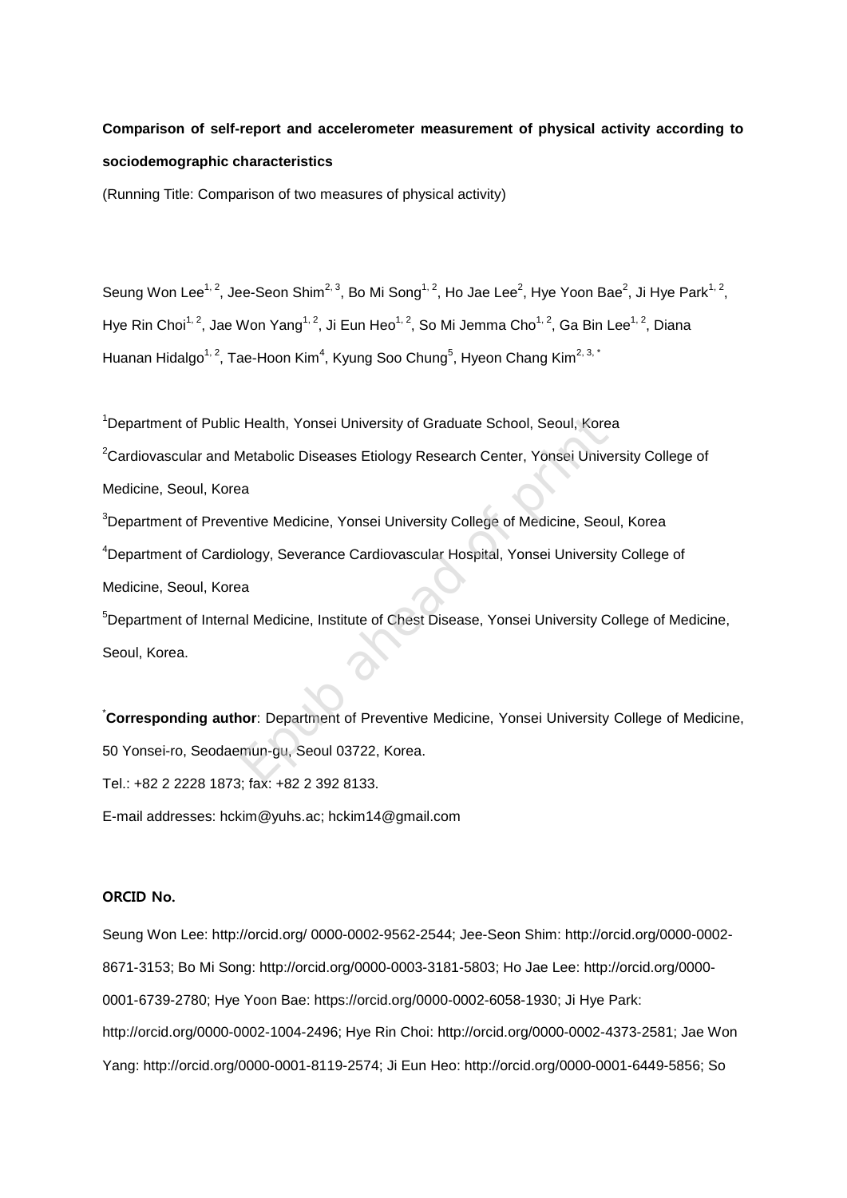**Comparison of self-report and accelerometer measurement of physical activity according to sociodemographic characteristics**

(Running Title: Comparison of two measures of physical activity)

Seung Won Lee[1, 2], Jee-Seon Shim[2, 3], Bo Mi Song[1, 2], Ho Jae Lee[2], Hye Yoon Bae[2], Ji Hye Park[1, 2], Hye Rin Choi[1, 2], Jae Won Yang[1, 2], Ji Eun Heo[1, 2], So Mi Jemma Cho[1, 2], Ga Bin Lee[1, 2], Diana Huanan Hidalgo[1, 2], Tae-Hoon Kim[4], Kyung Soo Chung[5], Hyeon Chang Kim[2, 3, *]

[1]Department of Public Health, Yonsei University of Graduate School, Seoul, Korea

[2]Cardiovascular and Metabolic Diseases Etiology Research Center, Yonsei University College of Medicine, Seoul, Korea

[3]Department of Preventive Medicine, Yonsei University College of Medicine, Seoul, Korea

[4]Department of Cardiology, Severance Cardiovascular Hospital, Yonsei University College of Medicine, Seoul, Korea

[5]Department of Internal Medicine, Institute of Chest Disease, Yonsei University College of Medicine, Seoul, Korea.

[*]**Corresponding author**: Department of Preventive Medicine, Yonsei University College of Medicine, 50 Yonsei-ro, Seodaemun-gu, Seoul 03722, Korea.

Tel.: +82 2 2228 1873; fax: +82 2 392 8133.

E-mail addresses: hckim@yuhs.ac; hckim14@gmail.com

**ORCID No.**

Seung Won Lee: http://orcid.org/ 0000-0002-9562-2544; Jee-Seon Shim: http://orcid.org/0000-0002-8671-3153; Bo Mi Song: http://orcid.org/0000-0003-3181-5803; Ho Jae Lee: http://orcid.org/0000-0001-6739-2780; Hye Yoon Bae: https://orcid.org/0000-0002-6058-1930; Ji Hye Park: http://orcid.org/0000-0002-1004-2496; Hye Rin Choi: http://orcid.org/0000-0002-4373-2581; Jae Won Yang: http://orcid.org/0000-0001-8119-2574; Ji Eun Heo: http://orcid.org/0000-0001-6449-5856; So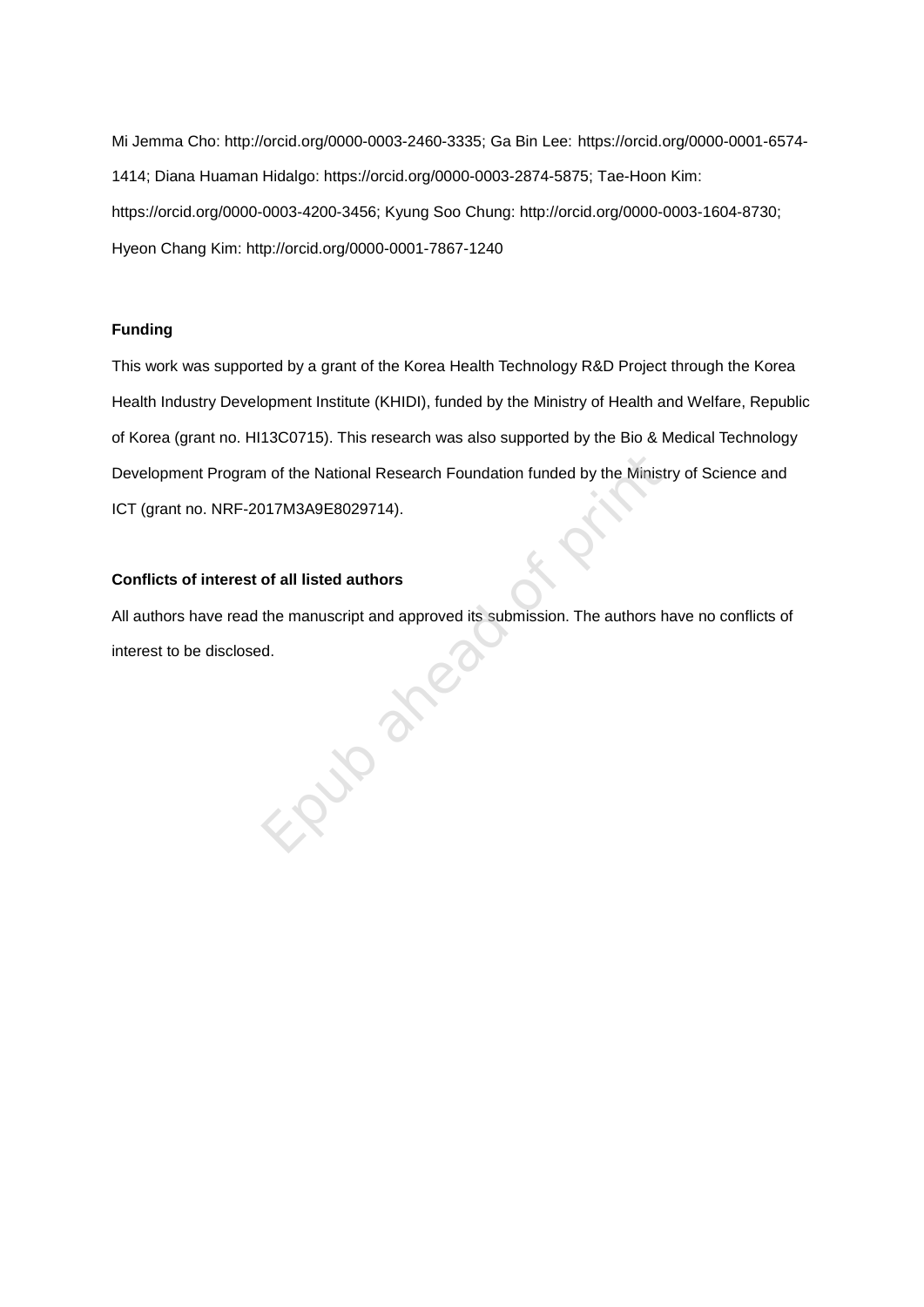Mi Jemma Cho: http://orcid.org/0000-0003-2460-3335; Ga Bin Lee: https://orcid.org/0000-0001-6574-1414; Diana Huaman Hidalgo: https://orcid.org/0000-0003-2874-5875; Tae-Hoon Kim: https://orcid.org/0000-0003-4200-3456; Kyung Soo Chung: http://orcid.org/0000-0003-1604-8730; Hyeon Chang Kim: http://orcid.org/0000-0001-7867-1240

**Funding**

This work was supported by a grant of the Korea Health Technology R&D Project through the Korea Health Industry Development Institute (KHIDI), funded by the Ministry of Health and Welfare, Republic of Korea (grant no. HI13C0715). This research was also supported by the Bio & Medical Technology Development Program of the National Research Foundation funded by the Ministry of Science and ICT (grant no. NRF-2017M3A9E8029714).

**Conflicts of interest of all listed authors**

All authors have read the manuscript and approved its submission. The authors have no conflicts of interest to be disclosed.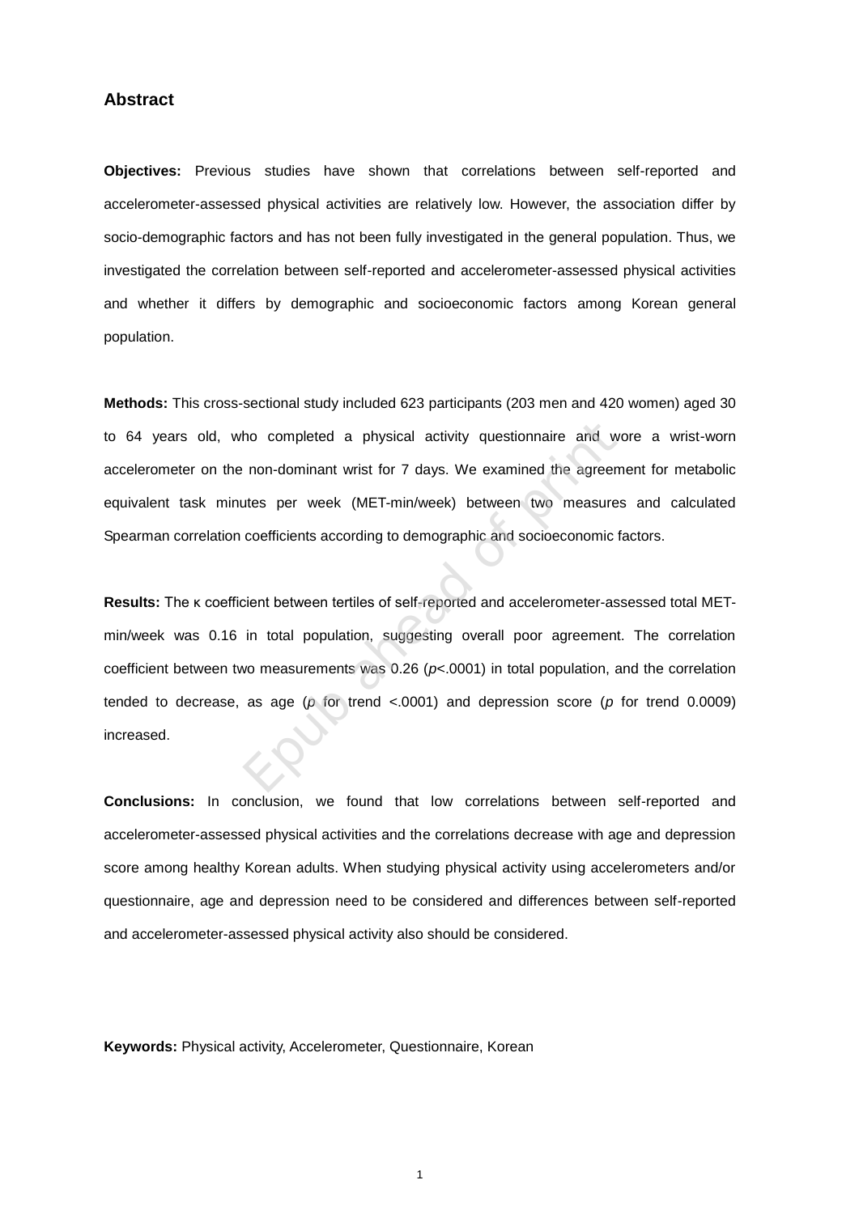## Abstract

**Objectives:** Previous studies have shown that correlations between self-reported and accelerometer-assessed physical activities are relatively low. However, the association differ by socio-demographic factors and has not been fully investigated in the general population. Thus, we investigated the correlation between self-reported and accelerometer-assessed physical activities and whether it differs by demographic and socioeconomic factors among Korean general population.

**Methods:** This cross-sectional study included 623 participants (203 men and 420 women) aged 30 to 64 years old, who completed a physical activity questionnaire and wore a wrist-worn accelerometer on the non-dominant wrist for 7 days. We examined the agreement for metabolic equivalent task minutes per week (MET-min/week) between two measures and calculated Spearman correlation coefficients according to demographic and socioeconomic factors.

**Results:** The κ coefficient between tertiles of self-reported and accelerometer-assessed total MET-min/week was 0.16 in total population, suggesting overall poor agreement. The correlation coefficient between two measurements was 0.26 (*p*<.0001) in total population, and the correlation tended to decrease, as age (*p* for trend <.0001) and depression score (*p* for trend 0.0009) increased.

**Conclusions:** In conclusion, we found that low correlations between self-reported and accelerometer-assessed physical activities and the correlations decrease with age and depression score among healthy Korean adults. When studying physical activity using accelerometers and/or questionnaire, age and depression need to be considered and differences between self-reported and accelerometer-assessed physical activity also should be considered.

**Keywords:** Physical activity, Accelerometer, Questionnaire, Korean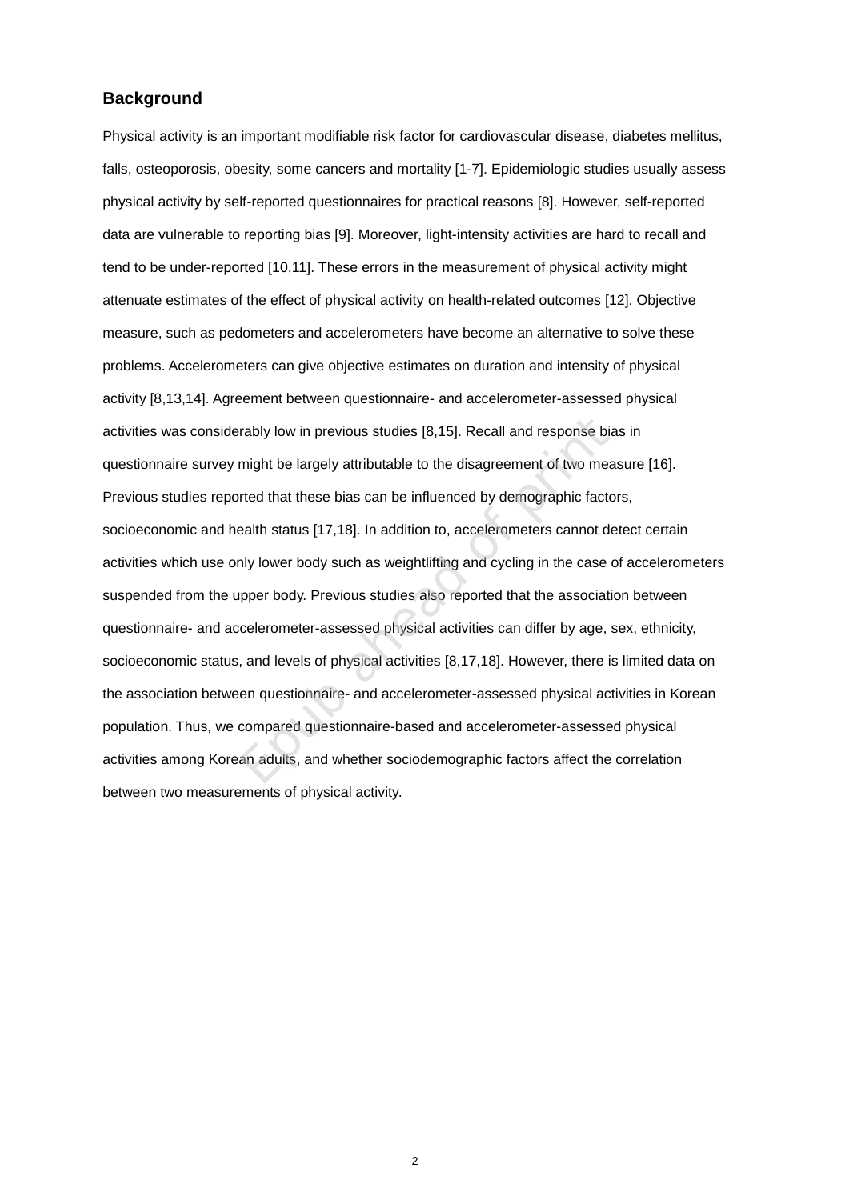## Background

Physical activity is an important modifiable risk factor for cardiovascular disease, diabetes mellitus, falls, osteoporosis, obesity, some cancers and mortality [1-7]. Epidemiologic studies usually assess physical activity by self-reported questionnaires for practical reasons [8]. However, self-reported data are vulnerable to reporting bias [9]. Moreover, light-intensity activities are hard to recall and tend to be under-reported [10,11]. These errors in the measurement of physical activity might attenuate estimates of the effect of physical activity on health-related outcomes [12]. Objective measure, such as pedometers and accelerometers have become an alternative to solve these problems. Accelerometers can give objective estimates on duration and intensity of physical activity [8,13,14]. Agreement between questionnaire- and accelerometer-assessed physical activities was considerably low in previous studies [8,15]. Recall and response bias in questionnaire survey might be largely attributable to the disagreement of two measure [16]. Previous studies reported that these bias can be influenced by demographic factors, socioeconomic and health status [17,18]. In addition to, accelerometers cannot detect certain activities which use only lower body such as weightlifting and cycling in the case of accelerometers suspended from the upper body. Previous studies also reported that the association between questionnaire- and accelerometer-assessed physical activities can differ by age, sex, ethnicity, socioeconomic status, and levels of physical activities [8,17,18]. However, there is limited data on the association between questionnaire- and accelerometer-assessed physical activities in Korean population. Thus, we compared questionnaire-based and accelerometer-assessed physical activities among Korean adults, and whether sociodemographic factors affect the correlation between two measurements of physical activity.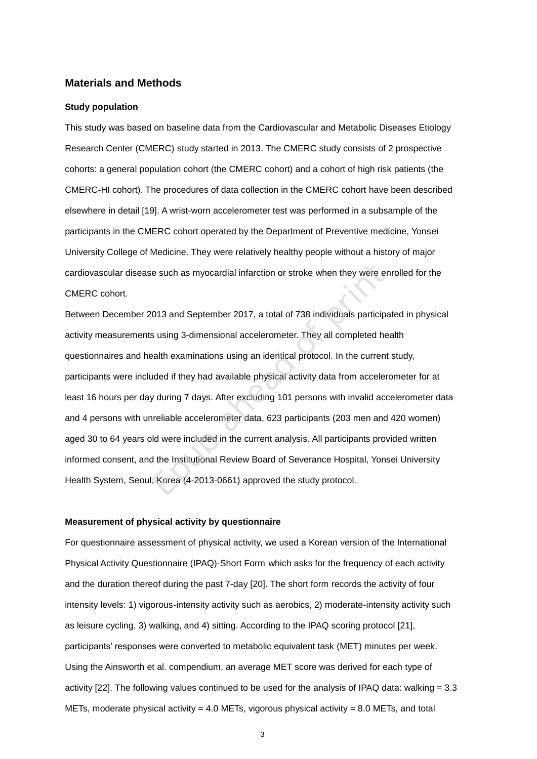## Materials and Methods

### Study population

This study was based on baseline data from the Cardiovascular and Metabolic Diseases Etiology Research Center (CMERC) study started in 2013. The CMERC study consists of 2 prospective cohorts: a general population cohort (the CMERC cohort) and a cohort of high risk patients (the CMERC-HI cohort). The procedures of data collection in the CMERC cohort have been described elsewhere in detail [19]. A wrist-worn accelerometer test was performed in a subsample of the participants in the CMERC cohort operated by the Department of Preventive medicine, Yonsei University College of Medicine. They were relatively healthy people without a history of major cardiovascular disease such as myocardial infarction or stroke when they were enrolled for the CMERC cohort.

Between December 2013 and September 2017, a total of 738 individuals participated in physical activity measurements using 3-dimensional accelerometer. They all completed health questionnaires and health examinations using an identical protocol. In the current study, participants were included if they had available physical activity data from accelerometer for at least 16 hours per day during 7 days. After excluding 101 persons with invalid accelerometer data and 4 persons with unreliable accelerometer data, 623 participants (203 men and 420 women) aged 30 to 64 years old were included in the current analysis. All participants provided written informed consent, and the Institutional Review Board of Severance Hospital, Yonsei University Health System, Seoul, Korea (4-2013-0661) approved the study protocol.

### Measurement of physical activity by questionnaire

For questionnaire assessment of physical activity, we used a Korean version of the International Physical Activity Questionnaire (IPAQ)-Short Form which asks for the frequency of each activity and the duration thereof during the past 7-day [20]. The short form records the activity of four intensity levels: 1) vigorous-intensity activity such as aerobics, 2) moderate-intensity activity such as leisure cycling, 3) walking, and 4) sitting. According to the IPAQ scoring protocol [21], participants' responses were converted to metabolic equivalent task (MET) minutes per week. Using the Ainsworth et al. compendium, an average MET score was derived for each type of activity [22]. The following values continued to be used for the analysis of IPAQ data: walking = 3.3 METs, moderate physical activity = 4.0 METs, vigorous physical activity = 8.0 METs, and total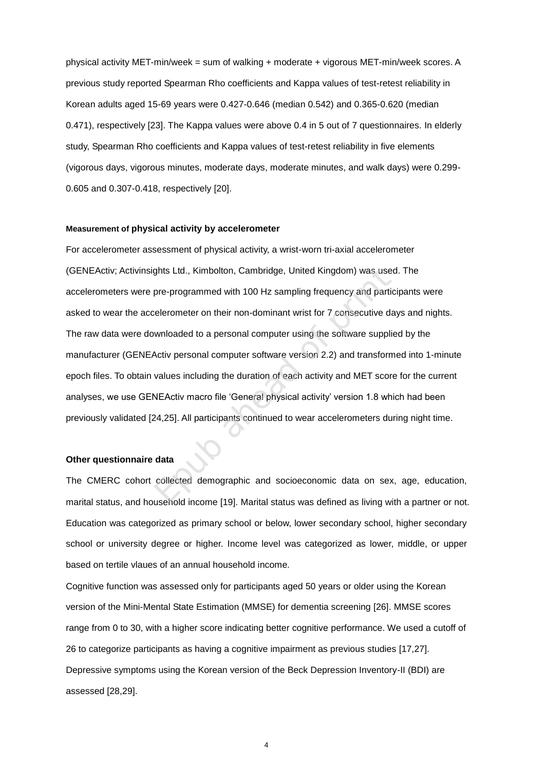physical activity MET-min/week = sum of walking + moderate + vigorous MET-min/week scores. A previous study reported Spearman Rho coefficients and Kappa values of test-retest reliability in Korean adults aged 15-69 years were 0.427-0.646 (median 0.542) and 0.365-0.620 (median 0.471), respectively [23]. The Kappa values were above 0.4 in 5 out of 7 questionnaires. In elderly study, Spearman Rho coefficients and Kappa values of test-retest reliability in five elements (vigorous days, vigorous minutes, moderate days, moderate minutes, and walk days) were 0.299-0.605 and 0.307-0.418, respectively [20].

#### Measurement of physical activity by accelerometer

For accelerometer assessment of physical activity, a wrist-worn tri-axial accelerometer (GENEActiv; Activinsights Ltd., Kimbolton, Cambridge, United Kingdom) was used. The accelerometers were pre-programmed with 100 Hz sampling frequency and participants were asked to wear the accelerometer on their non-dominant wrist for 7 consecutive days and nights. The raw data were downloaded to a personal computer using the software supplied by the manufacturer (GENEActiv personal computer software version 2.2) and transformed into 1-minute epoch files. To obtain values including the duration of each activity and MET score for the current analyses, we use GENEActiv macro file 'General physical activity' version 1.8 which had been previously validated [24,25]. All participants continued to wear accelerometers during night time.

#### Other questionnaire data

The CMERC cohort collected demographic and socioeconomic data on sex, age, education, marital status, and household income [19]. Marital status was defined as living with a partner or not. Education was categorized as primary school or below, lower secondary school, higher secondary school or university degree or higher. Income level was categorized as lower, middle, or upper based on tertile vlaues of an annual household income.

Cognitive function was assessed only for participants aged 50 years or older using the Korean version of the Mini-Mental State Estimation (MMSE) for dementia screening [26]. MMSE scores range from 0 to 30, with a higher score indicating better cognitive performance. We used a cutoff of 26 to categorize participants as having a cognitive impairment as previous studies [17,27]. Depressive symptoms using the Korean version of the Beck Depression Inventory-II (BDI) are assessed [28,29].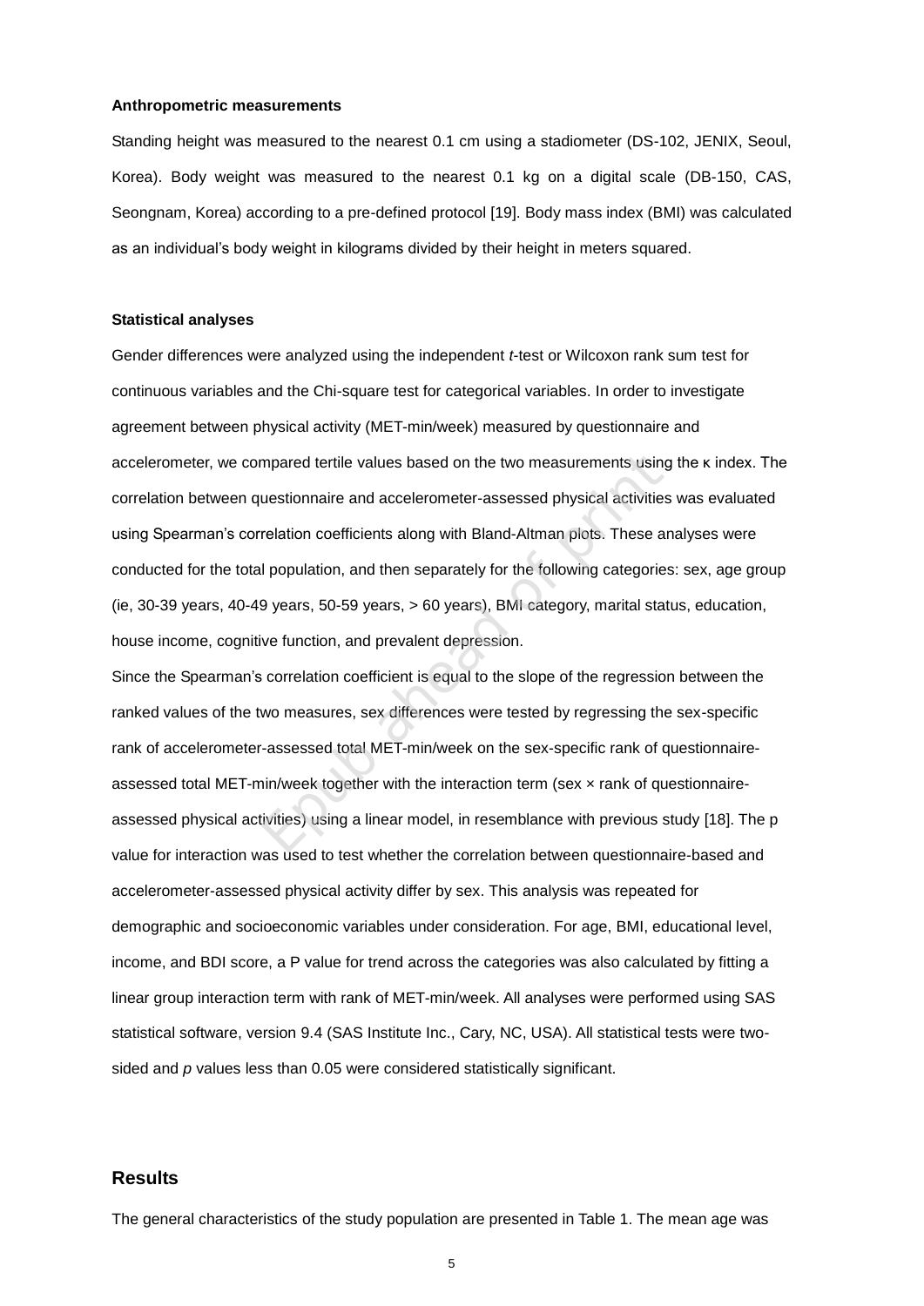**Anthropometric measurements**

Standing height was measured to the nearest 0.1 cm using a stadiometer (DS-102, JENIX, Seoul, Korea). Body weight was measured to the nearest 0.1 kg on a digital scale (DB-150, CAS, Seongnam, Korea) according to a pre-defined protocol [19]. Body mass index (BMI) was calculated as an individual's body weight in kilograms divided by their height in meters squared.

**Statistical analyses**

Gender differences were analyzed using the independent *t*-test or Wilcoxon rank sum test for continuous variables and the Chi-square test for categorical variables. In order to investigate agreement between physical activity (MET-min/week) measured by questionnaire and accelerometer, we compared tertile values based on the two measurements using the κ index. The correlation between questionnaire and accelerometer-assessed physical activities was evaluated using Spearman's correlation coefficients along with Bland-Altman plots. These analyses were conducted for the total population, and then separately for the following categories: sex, age group (ie, 30-39 years, 40-49 years, 50-59 years, > 60 years), BMI category, marital status, education, house income, cognitive function, and prevalent depression.

Since the Spearman's correlation coefficient is equal to the slope of the regression between the ranked values of the two measures, sex differences were tested by regressing the sex-specific rank of accelerometer-assessed total MET-min/week on the sex-specific rank of questionnaire-assessed total MET-min/week together with the interaction term (sex × rank of questionnaire-assessed physical activities) using a linear model, in resemblance with previous study [18]. The p value for interaction was used to test whether the correlation between questionnaire-based and accelerometer-assessed physical activity differ by sex. This analysis was repeated for demographic and socioeconomic variables under consideration. For age, BMI, educational level, income, and BDI score, a P value for trend across the categories was also calculated by fitting a linear group interaction term with rank of MET-min/week. All analyses were performed using SAS statistical software, version 9.4 (SAS Institute Inc., Cary, NC, USA). All statistical tests were two-sided and *p* values less than 0.05 were considered statistically significant.

## Results

The general characteristics of the study population are presented in Table 1. The mean age was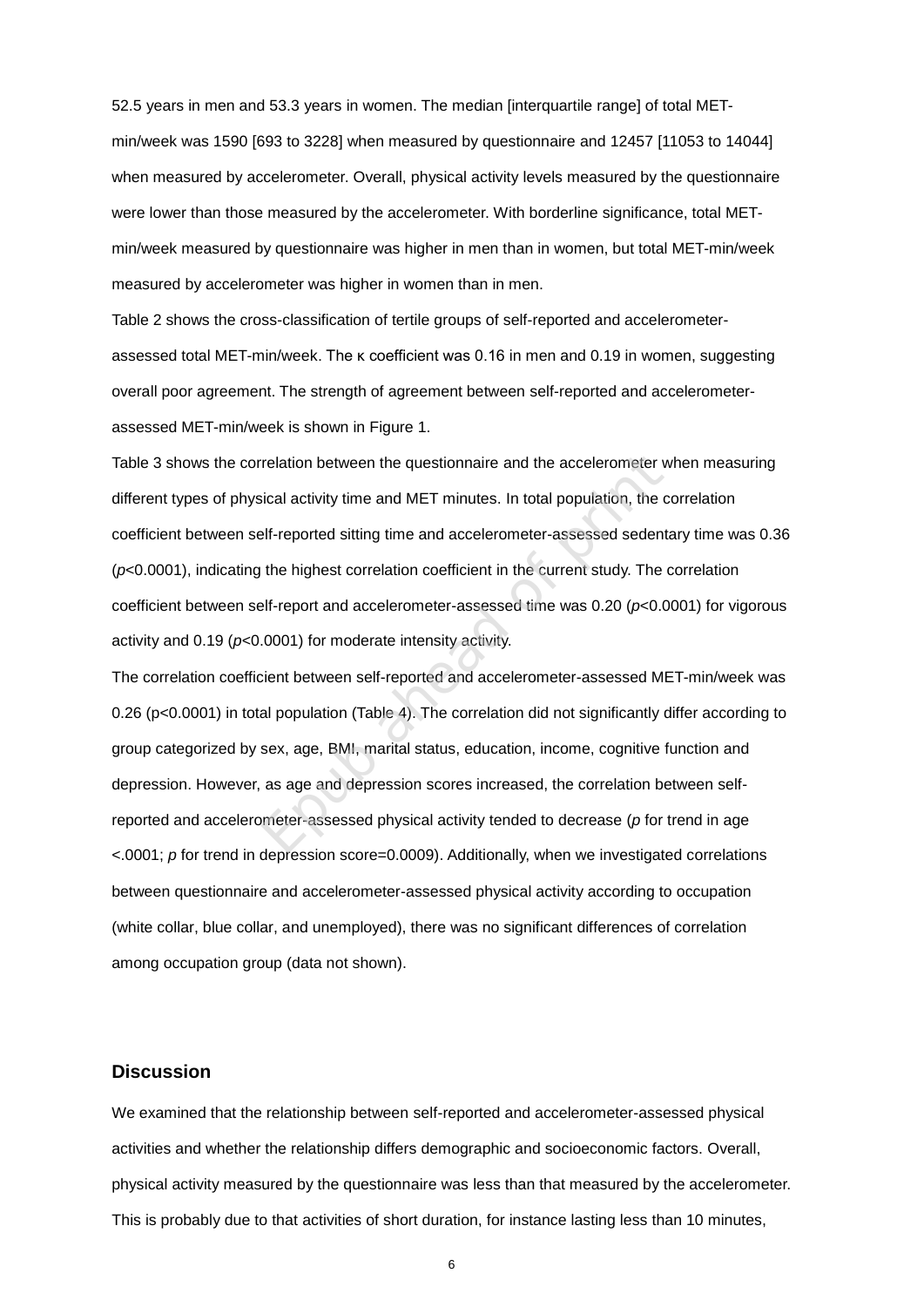52.5 years in men and 53.3 years in women. The median [interquartile range] of total MET-min/week was 1590 [693 to 3228] when measured by questionnaire and 12457 [11053 to 14044] when measured by accelerometer. Overall, physical activity levels measured by the questionnaire were lower than those measured by the accelerometer. With borderline significance, total MET-min/week measured by questionnaire was higher in men than in women, but total MET-min/week measured by accelerometer was higher in women than in men.

Table 2 shows the cross-classification of tertile groups of self-reported and accelerometer-assessed total MET-min/week. The κ coefficient was 0.16 in men and 0.19 in women, suggesting overall poor agreement. The strength of agreement between self-reported and accelerometer-assessed MET-min/week is shown in Figure 1.

Table 3 shows the correlation between the questionnaire and the accelerometer when measuring different types of physical activity time and MET minutes. In total population, the correlation coefficient between self-reported sitting time and accelerometer-assessed sedentary time was 0.36 ($p$<0.0001), indicating the highest correlation coefficient in the current study. The correlation coefficient between self-report and accelerometer-assessed time was 0.20 ($p$<0.0001) for vigorous activity and 0.19 ($p$<0.0001) for moderate intensity activity.

The correlation coefficient between self-reported and accelerometer-assessed MET-min/week was 0.26 (p<0.0001) in total population (Table 4). The correlation did not significantly differ according to group categorized by sex, age, BMI, marital status, education, income, cognitive function and depression. However, as age and depression scores increased, the correlation between self-reported and accelerometer-assessed physical activity tended to decrease ($p$ for trend in age <.0001; $p$ for trend in depression score=0.0009). Additionally, when we investigated correlations between questionnaire and accelerometer-assessed physical activity according to occupation (white collar, blue collar, and unemployed), there was no significant differences of correlation among occupation group (data not shown).

## Discussion

We examined that the relationship between self-reported and accelerometer-assessed physical activities and whether the relationship differs demographic and socioeconomic factors. Overall, physical activity measured by the questionnaire was less than that measured by the accelerometer. This is probably due to that activities of short duration, for instance lasting less than 10 minutes,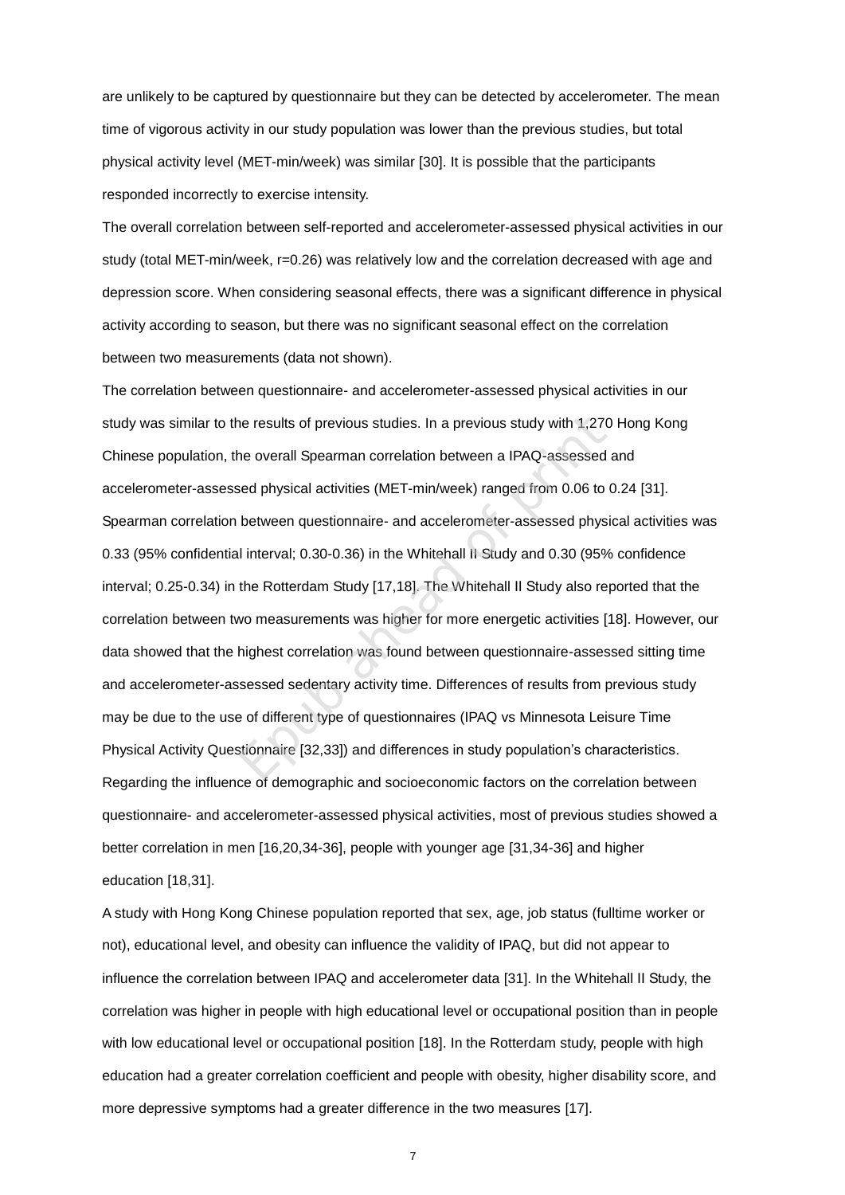are unlikely to be captured by questionnaire but they can be detected by accelerometer. The mean time of vigorous activity in our study population was lower than the previous studies, but total physical activity level (MET-min/week) was similar [30]. It is possible that the participants responded incorrectly to exercise intensity.

The overall correlation between self-reported and accelerometer-assessed physical activities in our study (total MET-min/week, r=0.26) was relatively low and the correlation decreased with age and depression score. When considering seasonal effects, there was a significant difference in physical activity according to season, but there was no significant seasonal effect on the correlation between two measurements (data not shown).

The correlation between questionnaire- and accelerometer-assessed physical activities in our study was similar to the results of previous studies. In a previous study with 1,270 Hong Kong Chinese population, the overall Spearman correlation between a IPAQ-assessed and accelerometer-assessed physical activities (MET-min/week) ranged from 0.06 to 0.24 [31]. Spearman correlation between questionnaire- and accelerometer-assessed physical activities was 0.33 (95% confidential interval; 0.30-0.36) in the Whitehall II Study and 0.30 (95% confidence interval; 0.25-0.34) in the Rotterdam Study [17,18]. The Whitehall II Study also reported that the correlation between two measurements was higher for more energetic activities [18]. However, our data showed that the highest correlation was found between questionnaire-assessed sitting time and accelerometer-assessed sedentary activity time. Differences of results from previous study may be due to the use of different type of questionnaires (IPAQ vs Minnesota Leisure Time Physical Activity Questionnaire [32,33]) and differences in study population's characteristics. Regarding the influence of demographic and socioeconomic factors on the correlation between questionnaire- and accelerometer-assessed physical activities, most of previous studies showed a better correlation in men [16,20,34-36], people with younger age [31,34-36] and higher education [18,31].

A study with Hong Kong Chinese population reported that sex, age, job status (fulltime worker or not), educational level, and obesity can influence the validity of IPAQ, but did not appear to influence the correlation between IPAQ and accelerometer data [31]. In the Whitehall II Study, the correlation was higher in people with high educational level or occupational position than in people with low educational level or occupational position [18]. In the Rotterdam study, people with high education had a greater correlation coefficient and people with obesity, higher disability score, and more depressive symptoms had a greater difference in the two measures [17].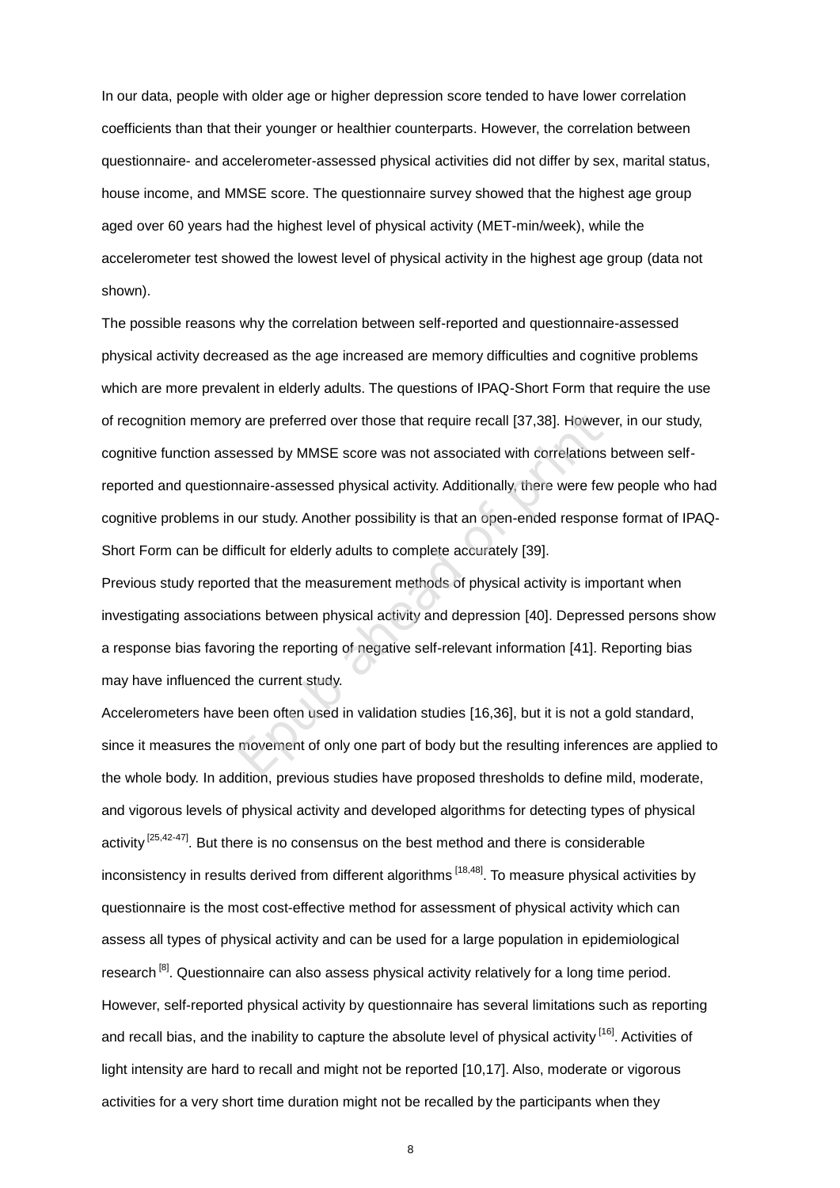In our data, people with older age or higher depression score tended to have lower correlation coefficients than that their younger or healthier counterparts. However, the correlation between questionnaire- and accelerometer-assessed physical activities did not differ by sex, marital status, house income, and MMSE score. The questionnaire survey showed that the highest age group aged over 60 years had the highest level of physical activity (MET-min/week), while the accelerometer test showed the lowest level of physical activity in the highest age group (data not shown).

The possible reasons why the correlation between self-reported and questionnaire-assessed physical activity decreased as the age increased are memory difficulties and cognitive problems which are more prevalent in elderly adults. The questions of IPAQ-Short Form that require the use of recognition memory are preferred over those that require recall [37,38]. However, in our study, cognitive function assessed by MMSE score was not associated with correlations between self-reported and questionnaire-assessed physical activity. Additionally, there were few people who had cognitive problems in our study. Another possibility is that an open-ended response format of IPAQ-Short Form can be difficult for elderly adults to complete accurately [39].

Previous study reported that the measurement methods of physical activity is important when investigating associations between physical activity and depression [40]. Depressed persons show a response bias favoring the reporting of negative self-relevant information [41]. Reporting bias may have influenced the current study.

Accelerometers have been often used in validation studies [16,36], but it is not a gold standard, since it measures the movement of only one part of body but the resulting inferences are applied to the whole body. In addition, previous studies have proposed thresholds to define mild, moderate, and vigorous levels of physical activity and developed algorithms for detecting types of physical activity [25,42-47]. But there is no consensus on the best method and there is considerable inconsistency in results derived from different algorithms [18,48]. To measure physical activities by questionnaire is the most cost-effective method for assessment of physical activity which can assess all types of physical activity and can be used for a large population in epidemiological research [8]. Questionnaire can also assess physical activity relatively for a long time period. However, self-reported physical activity by questionnaire has several limitations such as reporting and recall bias, and the inability to capture the absolute level of physical activity [16]. Activities of light intensity are hard to recall and might not be reported [10,17]. Also, moderate or vigorous activities for a very short time duration might not be recalled by the participants when they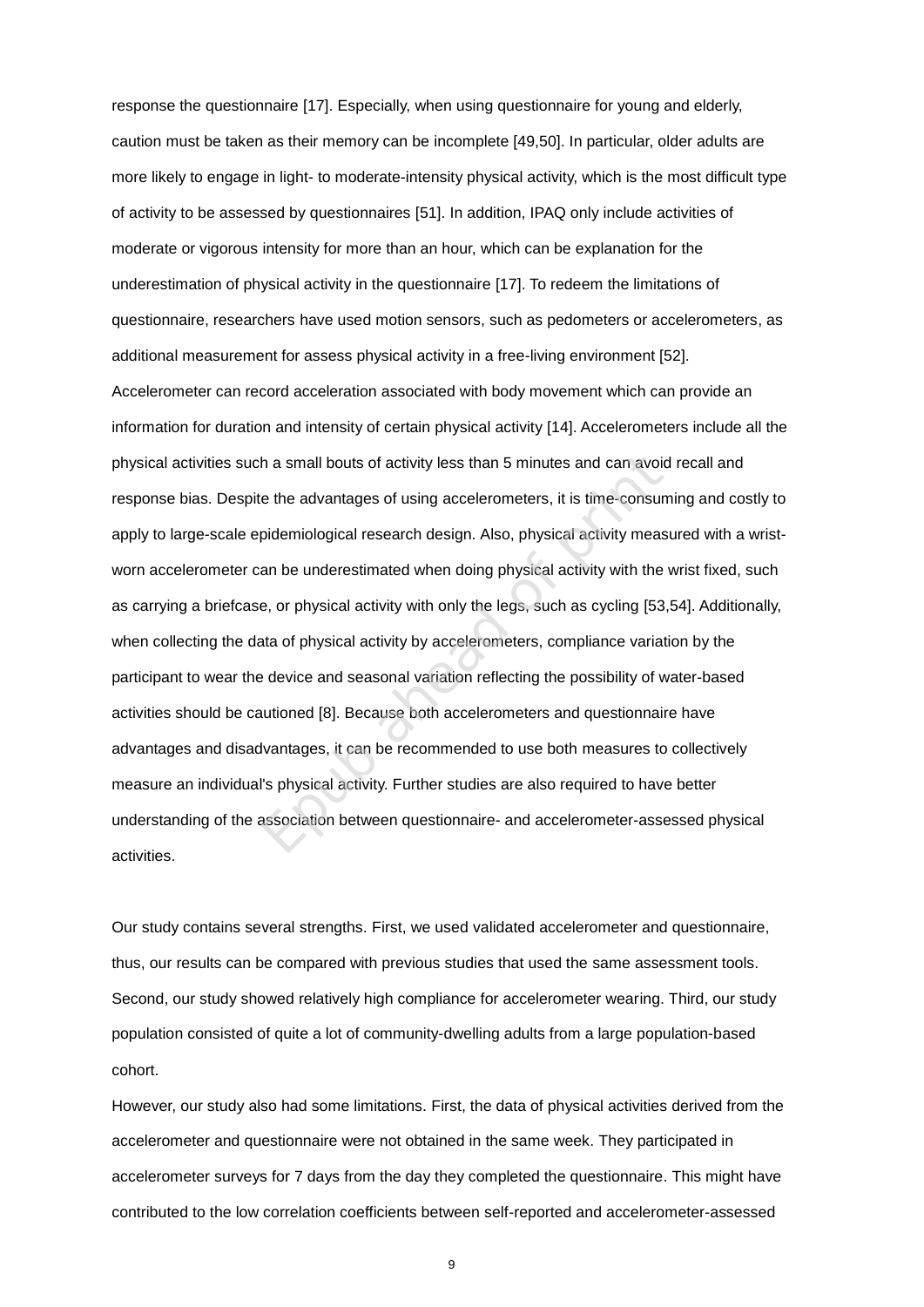response the questionnaire [17]. Especially, when using questionnaire for young and elderly, caution must be taken as their memory can be incomplete [49,50]. In particular, older adults are more likely to engage in light- to moderate-intensity physical activity, which is the most difficult type of activity to be assessed by questionnaires [51]. In addition, IPAQ only include activities of moderate or vigorous intensity for more than an hour, which can be explanation for the underestimation of physical activity in the questionnaire [17]. To redeem the limitations of questionnaire, researchers have used motion sensors, such as pedometers or accelerometers, as additional measurement for assess physical activity in a free-living environment [52]. Accelerometer can record acceleration associated with body movement which can provide an information for duration and intensity of certain physical activity [14]. Accelerometers include all the physical activities such a small bouts of activity less than 5 minutes and can avoid recall and response bias. Despite the advantages of using accelerometers, it is time-consuming and costly to apply to large-scale epidemiological research design. Also, physical activity measured with a wrist-worn accelerometer can be underestimated when doing physical activity with the wrist fixed, such as carrying a briefcase, or physical activity with only the legs, such as cycling [53,54]. Additionally, when collecting the data of physical activity by accelerometers, compliance variation by the participant to wear the device and seasonal variation reflecting the possibility of water-based activities should be cautioned [8]. Because both accelerometers and questionnaire have advantages and disadvantages, it can be recommended to use both measures to collectively measure an individual's physical activity. Further studies are also required to have better understanding of the association between questionnaire- and accelerometer-assessed physical activities.

Our study contains several strengths. First, we used validated accelerometer and questionnaire, thus, our results can be compared with previous studies that used the same assessment tools. Second, our study showed relatively high compliance for accelerometer wearing. Third, our study population consisted of quite a lot of community-dwelling adults from a large population-based cohort.

However, our study also had some limitations. First, the data of physical activities derived from the accelerometer and questionnaire were not obtained in the same week. They participated in accelerometer surveys for 7 days from the day they completed the questionnaire. This might have contributed to the low correlation coefficients between self-reported and accelerometer-assessed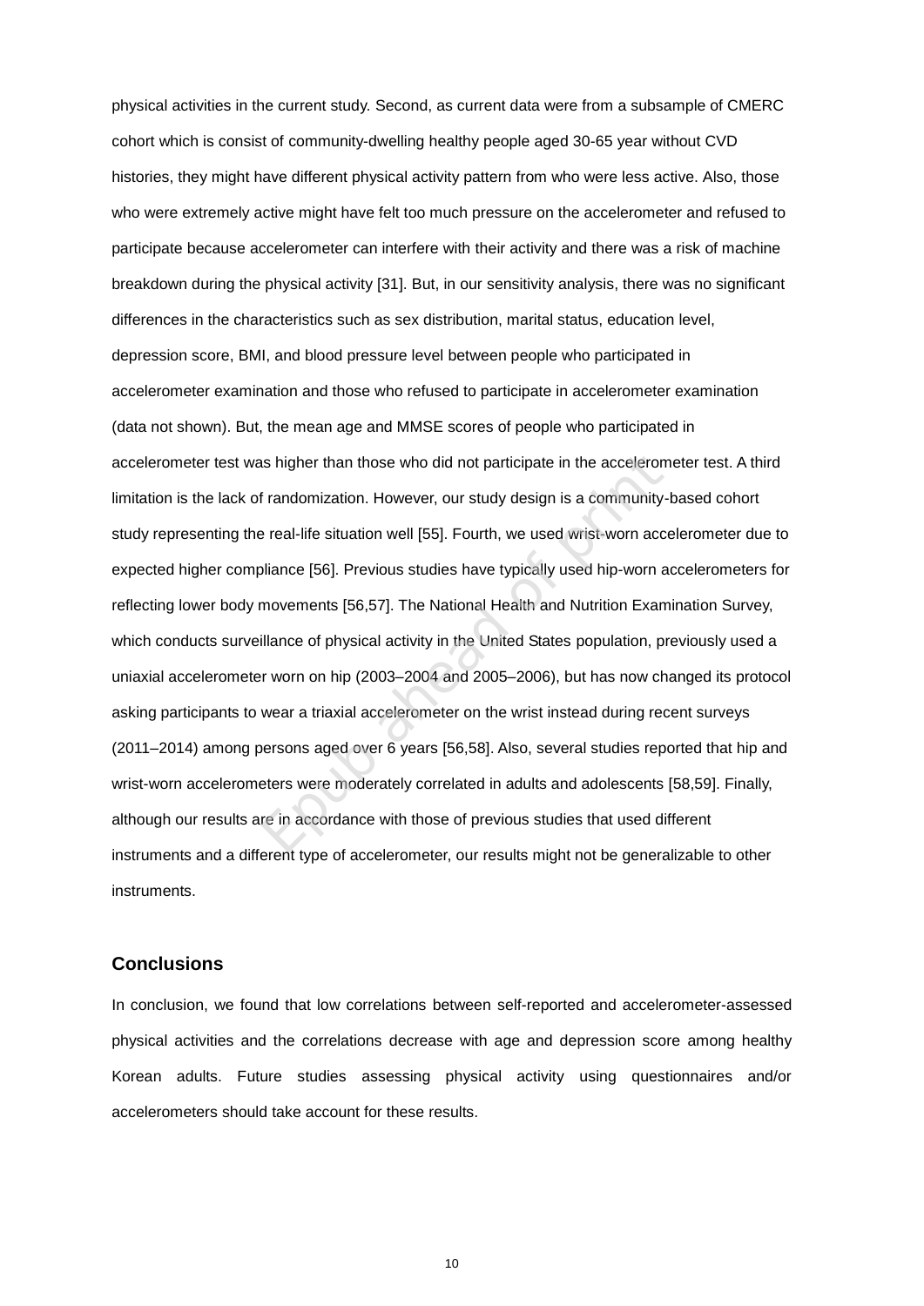physical activities in the current study. Second, as current data were from a subsample of CMERC cohort which is consist of community-dwelling healthy people aged 30-65 year without CVD histories, they might have different physical activity pattern from who were less active. Also, those who were extremely active might have felt too much pressure on the accelerometer and refused to participate because accelerometer can interfere with their activity and there was a risk of machine breakdown during the physical activity [31]. But, in our sensitivity analysis, there was no significant differences in the characteristics such as sex distribution, marital status, education level, depression score, BMI, and blood pressure level between people who participated in accelerometer examination and those who refused to participate in accelerometer examination (data not shown). But, the mean age and MMSE scores of people who participated in accelerometer test was higher than those who did not participate in the accelerometer test. A third limitation is the lack of randomization. However, our study design is a community-based cohort study representing the real-life situation well [55]. Fourth, we used wrist-worn accelerometer due to expected higher compliance [56]. Previous studies have typically used hip-worn accelerometers for reflecting lower body movements [56,57]. The National Health and Nutrition Examination Survey, which conducts surveillance of physical activity in the United States population, previously used a uniaxial accelerometer worn on hip (2003–2004 and 2005–2006), but has now changed its protocol asking participants to wear a triaxial accelerometer on the wrist instead during recent surveys (2011–2014) among persons aged over 6 years [56,58]. Also, several studies reported that hip and wrist-worn accelerometers were moderately correlated in adults and adolescents [58,59]. Finally, although our results are in accordance with those of previous studies that used different instruments and a different type of accelerometer, our results might not be generalizable to other instruments.

## Conclusions

In conclusion, we found that low correlations between self-reported and accelerometer-assessed physical activities and the correlations decrease with age and depression score among healthy Korean adults. Future studies assessing physical activity using questionnaires and/or accelerometers should take account for these results.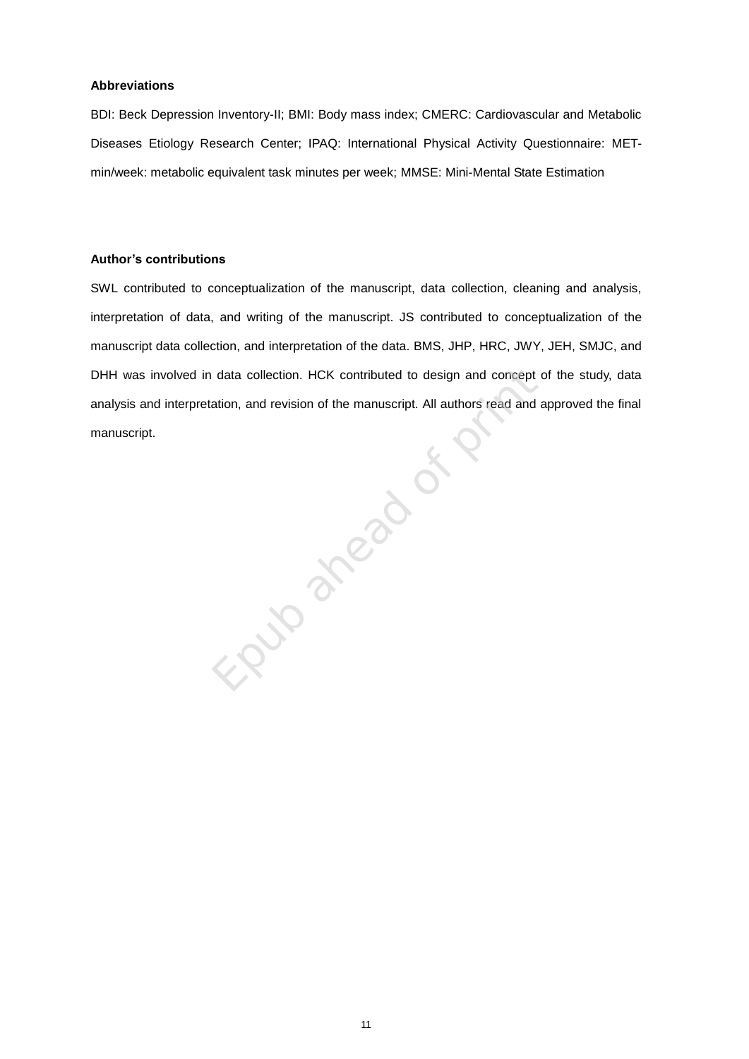**Abbreviations**

BDI: Beck Depression Inventory-II; BMI: Body mass index; CMERC: Cardiovascular and Metabolic Diseases Etiology Research Center; IPAQ: International Physical Activity Questionnaire: MET-min/week: metabolic equivalent task minutes per week; MMSE: Mini-Mental State Estimation

**Author's contributions**

SWL contributed to conceptualization of the manuscript, data collection, cleaning and analysis, interpretation of data, and writing of the manuscript. JS contributed to conceptualization of the manuscript data collection, and interpretation of the data. BMS, JHP, HRC, JWY, JEH, SMJC, and DHH was involved in data collection. HCK contributed to design and concept of the study, data analysis and interpretation, and revision of the manuscript. All authors read and approved the final manuscript.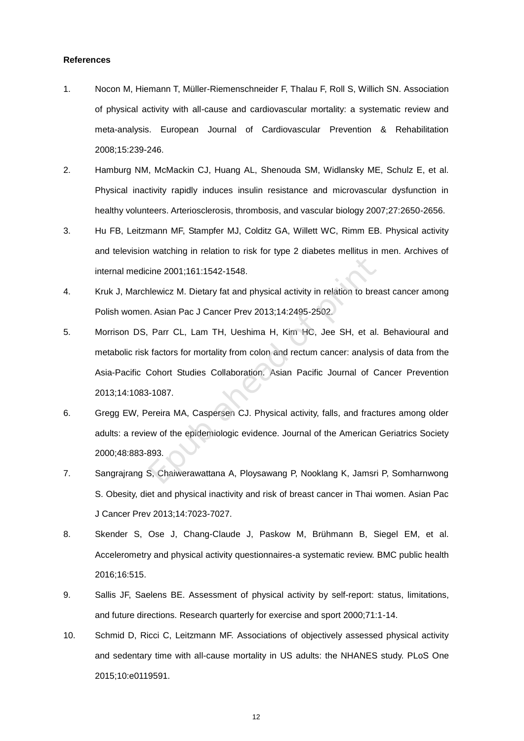**References**

1. Nocon M, Hiemann T, Müller-Riemenschneider F, Thalau F, Roll S, Willich SN. Association of physical activity with all-cause and cardiovascular mortality: a systematic review and meta-analysis. European Journal of Cardiovascular Prevention & Rehabilitation 2008;15:239-246.
2. Hamburg NM, McMackin CJ, Huang AL, Shenouda SM, Widlansky ME, Schulz E, et al. Physical inactivity rapidly induces insulin resistance and microvascular dysfunction in healthy volunteers. Arteriosclerosis, thrombosis, and vascular biology 2007;27:2650-2656.
3. Hu FB, Leitzmann MF, Stampfer MJ, Colditz GA, Willett WC, Rimm EB. Physical activity and television watching in relation to risk for type 2 diabetes mellitus in men. Archives of internal medicine 2001;161:1542-1548.
4. Kruk J, Marchlewicz M. Dietary fat and physical activity in relation to breast cancer among Polish women. Asian Pac J Cancer Prev 2013;14:2495-2502.
5. Morrison DS, Parr CL, Lam TH, Ueshima H, Kim HC, Jee SH, et al. Behavioural and metabolic risk factors for mortality from colon and rectum cancer: analysis of data from the Asia-Pacific Cohort Studies Collaboration. Asian Pacific Journal of Cancer Prevention 2013;14:1083-1087.
6. Gregg EW, Pereira MA, Caspersen CJ. Physical activity, falls, and fractures among older adults: a review of the epidemiologic evidence. Journal of the American Geriatrics Society 2000;48:883-893.
7. Sangrajrang S, Chaiwerawattana A, Ploysawang P, Nooklang K, Jamsri P, Somharnwong S. Obesity, diet and physical inactivity and risk of breast cancer in Thai women. Asian Pac J Cancer Prev 2013;14:7023-7027.
8. Skender S, Ose J, Chang-Claude J, Paskow M, Brühmann B, Siegel EM, et al. Accelerometry and physical activity questionnaires-a systematic review. BMC public health 2016;16:515.
9. Sallis JF, Saelens BE. Assessment of physical activity by self-report: status, limitations, and future directions. Research quarterly for exercise and sport 2000;71:1-14.
10. Schmid D, Ricci C, Leitzmann MF. Associations of objectively assessed physical activity and sedentary time with all-cause mortality in US adults: the NHANES study. PLoS One 2015;10:e0119591.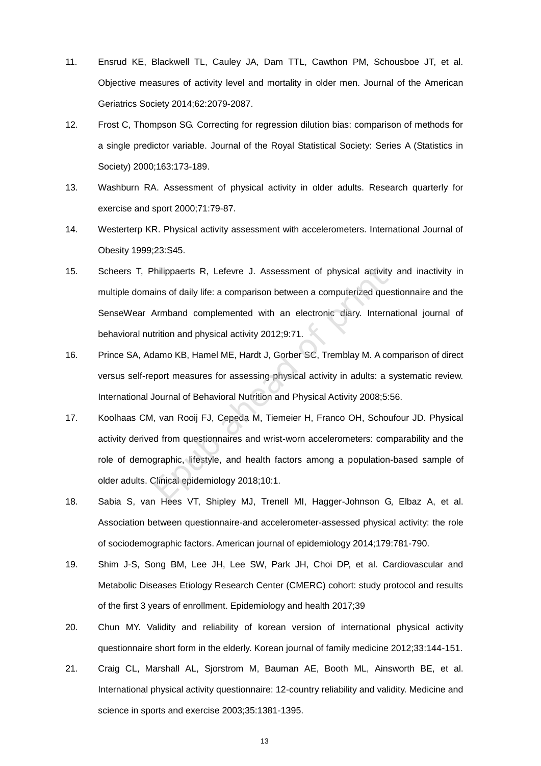11. Ensrud KE, Blackwell TL, Cauley JA, Dam TTL, Cawthon PM, Schousboe JT, et al. Objective measures of activity level and mortality in older men. Journal of the American Geriatrics Society 2014;62:2079-2087.

12. Frost C, Thompson SG. Correcting for regression dilution bias: comparison of methods for a single predictor variable. Journal of the Royal Statistical Society: Series A (Statistics in Society) 2000;163:173-189.

13. Washburn RA. Assessment of physical activity in older adults. Research quarterly for exercise and sport 2000;71:79-87.

14. Westerterp KR. Physical activity assessment with accelerometers. International Journal of Obesity 1999;23:S45.

15. Scheers T, Philippaerts R, Lefevre J. Assessment of physical activity and inactivity in multiple domains of daily life: a comparison between a computerized questionnaire and the SenseWear Armband complemented with an electronic diary. International journal of behavioral nutrition and physical activity 2012;9:71.

16. Prince SA, Adamo KB, Hamel ME, Hardt J, Gorber SC, Tremblay M. A comparison of direct versus self-report measures for assessing physical activity in adults: a systematic review. International Journal of Behavioral Nutrition and Physical Activity 2008;5:56.

17. Koolhaas CM, van Rooij FJ, Cepeda M, Tiemeier H, Franco OH, Schoufour JD. Physical activity derived from questionnaires and wrist-worn accelerometers: comparability and the role of demographic, lifestyle, and health factors among a population-based sample of older adults. Clinical epidemiology 2018;10:1.

18. Sabia S, van Hees VT, Shipley MJ, Trenell MI, Hagger-Johnson G, Elbaz A, et al. Association between questionnaire-and accelerometer-assessed physical activity: the role of sociodemographic factors. American journal of epidemiology 2014;179:781-790.

19. Shim J-S, Song BM, Lee JH, Lee SW, Park JH, Choi DP, et al. Cardiovascular and Metabolic Diseases Etiology Research Center (CMERC) cohort: study protocol and results of the first 3 years of enrollment. Epidemiology and health 2017;39

20. Chun MY. Validity and reliability of korean version of international physical activity questionnaire short form in the elderly. Korean journal of family medicine 2012;33:144-151.

21. Craig CL, Marshall AL, Sjorstrom M, Bauman AE, Booth ML, Ainsworth BE, et al. International physical activity questionnaire: 12-country reliability and validity. Medicine and science in sports and exercise 2003;35:1381-1395.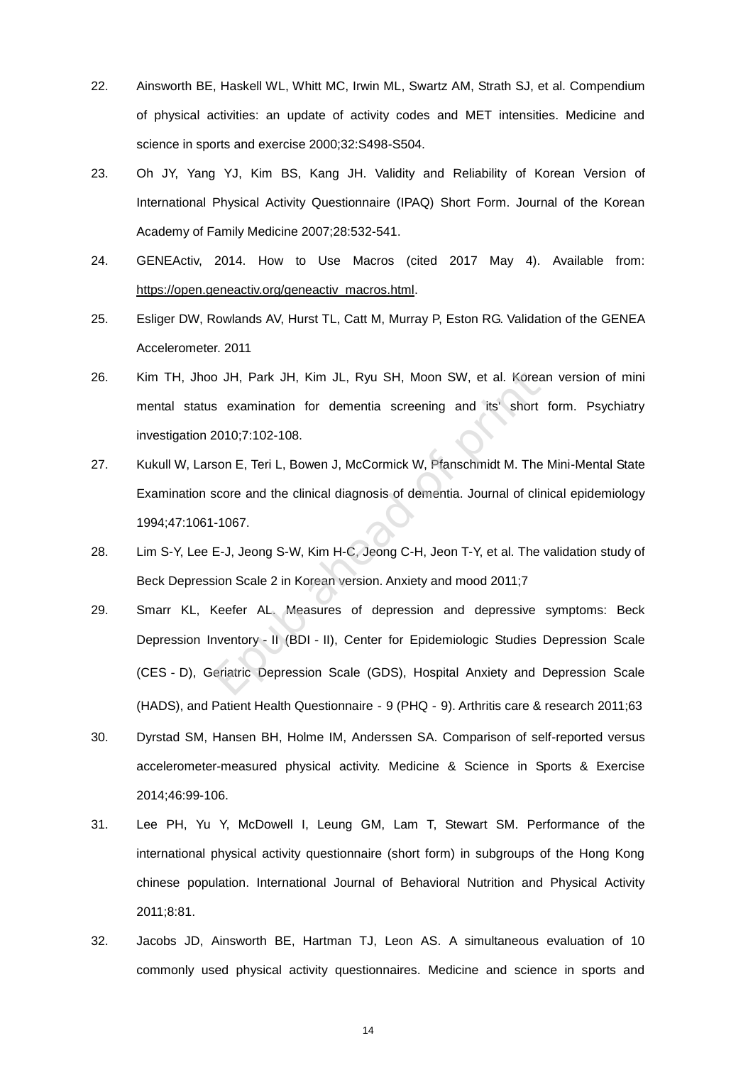22. Ainsworth BE, Haskell WL, Whitt MC, Irwin ML, Swartz AM, Strath SJ, et al. Compendium of physical activities: an update of activity codes and MET intensities. Medicine and science in sports and exercise 2000;32:S498-S504.

23. Oh JY, Yang YJ, Kim BS, Kang JH. Validity and Reliability of Korean Version of International Physical Activity Questionnaire (IPAQ) Short Form. Journal of the Korean Academy of Family Medicine 2007;28:532-541.

24. GENEActiv, 2014. How to Use Macros (cited 2017 May 4). Available from: https://open.geneactiv.org/geneactiv_macros.html.

25. Esliger DW, Rowlands AV, Hurst TL, Catt M, Murray P, Eston RG. Validation of the GENEA Accelerometer. 2011

26. Kim TH, Jhoo JH, Park JH, Kim JL, Ryu SH, Moon SW, et al. Korean version of mini mental status examination for dementia screening and its' short form. Psychiatry investigation 2010;7:102-108.

27. Kukull W, Larson E, Teri L, Bowen J, McCormick W, Pfanschmidt M. The Mini-Mental State Examination score and the clinical diagnosis of dementia. Journal of clinical epidemiology 1994;47:1061-1067.

28. Lim S-Y, Lee E-J, Jeong S-W, Kim H-C, Jeong C-H, Jeon T-Y, et al. The validation study of Beck Depression Scale 2 in Korean version. Anxiety and mood 2011;7

29. Smarr KL, Keefer AL. Measures of depression and depressive symptoms: Beck Depression Inventory - II (BDI - II), Center for Epidemiologic Studies Depression Scale (CES - D), Geriatric Depression Scale (GDS), Hospital Anxiety and Depression Scale (HADS), and Patient Health Questionnaire - 9 (PHQ - 9). Arthritis care & research 2011;63

30. Dyrstad SM, Hansen BH, Holme IM, Anderssen SA. Comparison of self-reported versus accelerometer-measured physical activity. Medicine & Science in Sports & Exercise 2014;46:99-106.

31. Lee PH, Yu Y, McDowell I, Leung GM, Lam T, Stewart SM. Performance of the international physical activity questionnaire (short form) in subgroups of the Hong Kong chinese population. International Journal of Behavioral Nutrition and Physical Activity 2011;8:81.

32. Jacobs JD, Ainsworth BE, Hartman TJ, Leon AS. A simultaneous evaluation of 10 commonly used physical activity questionnaires. Medicine and science in sports and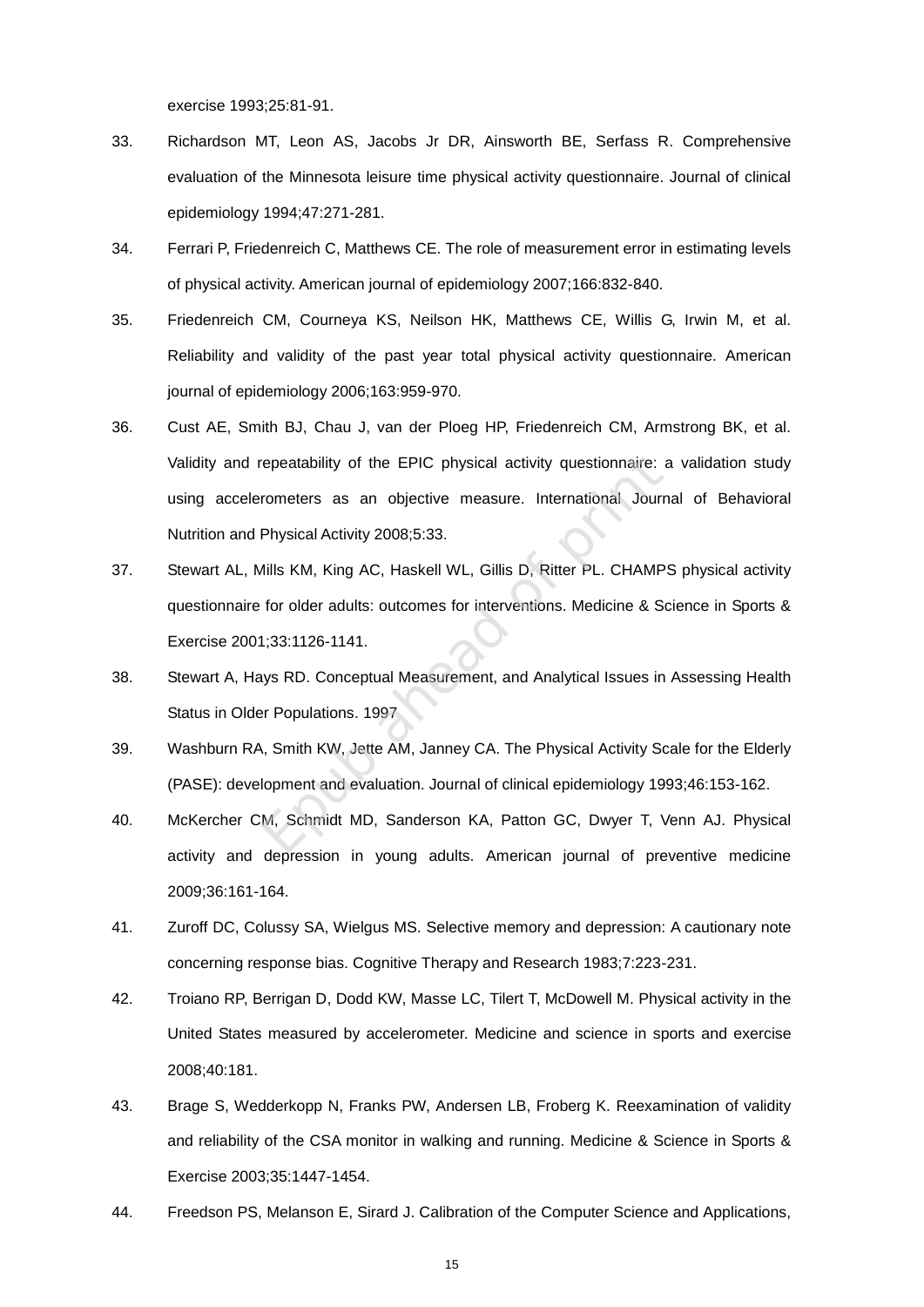exercise 1993;25:81-91.

33. Richardson MT, Leon AS, Jacobs Jr DR, Ainsworth BE, Serfass R. Comprehensive evaluation of the Minnesota leisure time physical activity questionnaire. Journal of clinical epidemiology 1994;47:271-281.
34. Ferrari P, Friedenreich C, Matthews CE. The role of measurement error in estimating levels of physical activity. American journal of epidemiology 2007;166:832-840.
35. Friedenreich CM, Courneya KS, Neilson HK, Matthews CE, Willis G, Irwin M, et al. Reliability and validity of the past year total physical activity questionnaire. American journal of epidemiology 2006;163:959-970.
36. Cust AE, Smith BJ, Chau J, van der Ploeg HP, Friedenreich CM, Armstrong BK, et al. Validity and repeatability of the EPIC physical activity questionnaire: a validation study using accelerometers as an objective measure. International Journal of Behavioral Nutrition and Physical Activity 2008;5:33.
37. Stewart AL, Mills KM, King AC, Haskell WL, Gillis D, Ritter PL. CHAMPS physical activity questionnaire for older adults: outcomes for interventions. Medicine & Science in Sports & Exercise 2001;33:1126-1141.
38. Stewart A, Hays RD. Conceptual Measurement, and Analytical Issues in Assessing Health Status in Older Populations. 1997
39. Washburn RA, Smith KW, Jette AM, Janney CA. The Physical Activity Scale for the Elderly (PASE): development and evaluation. Journal of clinical epidemiology 1993;46:153-162.
40. McKercher CM, Schmidt MD, Sanderson KA, Patton GC, Dwyer T, Venn AJ. Physical activity and depression in young adults. American journal of preventive medicine 2009;36:161-164.
41. Zuroff DC, Colussy SA, Wielgus MS. Selective memory and depression: A cautionary note concerning response bias. Cognitive Therapy and Research 1983;7:223-231.
42. Troiano RP, Berrigan D, Dodd KW, Masse LC, Tilert T, McDowell M. Physical activity in the United States measured by accelerometer. Medicine and science in sports and exercise 2008;40:181.
43. Brage S, Wedderkopp N, Franks PW, Andersen LB, Froberg K. Reexamination of validity and reliability of the CSA monitor in walking and running. Medicine & Science in Sports & Exercise 2003;35:1447-1454.
44. Freedson PS, Melanson E, Sirard J. Calibration of the Computer Science and Applications,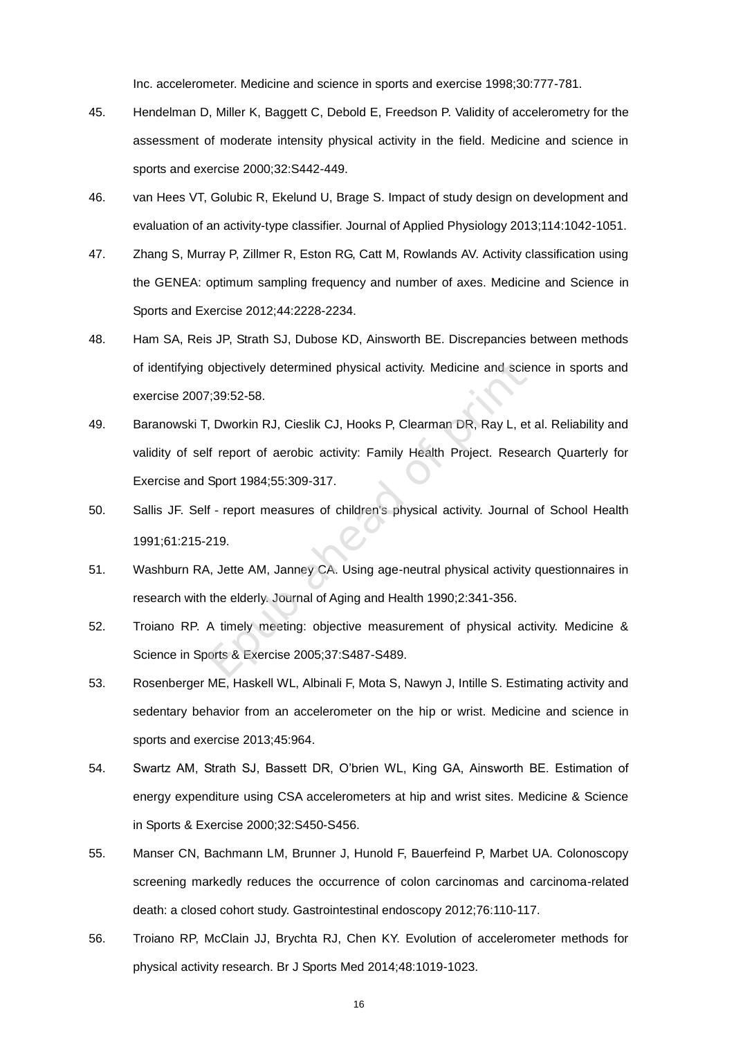Inc. accelerometer. Medicine and science in sports and exercise 1998;30:777-781.

45. Hendelman D, Miller K, Baggett C, Debold E, Freedson P. Validity of accelerometry for the assessment of moderate intensity physical activity in the field. Medicine and science in sports and exercise 2000;32:S442-449.

46. van Hees VT, Golubic R, Ekelund U, Brage S. Impact of study design on development and evaluation of an activity-type classifier. Journal of Applied Physiology 2013;114:1042-1051.

47. Zhang S, Murray P, Zillmer R, Eston RG, Catt M, Rowlands AV. Activity classification using the GENEA: optimum sampling frequency and number of axes. Medicine and Science in Sports and Exercise 2012;44:2228-2234.

48. Ham SA, Reis JP, Strath SJ, Dubose KD, Ainsworth BE. Discrepancies between methods of identifying objectively determined physical activity. Medicine and science in sports and exercise 2007;39:52-58.

49. Baranowski T, Dworkin RJ, Cieslik CJ, Hooks P, Clearman DR, Ray L, et al. Reliability and validity of self report of aerobic activity: Family Health Project. Research Quarterly for Exercise and Sport 1984;55:309-317.

50. Sallis JF. Self - report measures of children's physical activity. Journal of School Health 1991;61:215-219.

51. Washburn RA, Jette AM, Janney CA. Using age-neutral physical activity questionnaires in research with the elderly. Journal of Aging and Health 1990;2:341-356.

52. Troiano RP. A timely meeting: objective measurement of physical activity. Medicine & Science in Sports & Exercise 2005;37:S487-S489.

53. Rosenberger ME, Haskell WL, Albinali F, Mota S, Nawyn J, Intille S. Estimating activity and sedentary behavior from an accelerometer on the hip or wrist. Medicine and science in sports and exercise 2013;45:964.

54. Swartz AM, Strath SJ, Bassett DR, O'brien WL, King GA, Ainsworth BE. Estimation of energy expenditure using CSA accelerometers at hip and wrist sites. Medicine & Science in Sports & Exercise 2000;32:S450-S456.

55. Manser CN, Bachmann LM, Brunner J, Hunold F, Bauerfeind P, Marbet UA. Colonoscopy screening markedly reduces the occurrence of colon carcinomas and carcinoma-related death: a closed cohort study. Gastrointestinal endoscopy 2012;76:110-117.

56. Troiano RP, McClain JJ, Brychta RJ, Chen KY. Evolution of accelerometer methods for physical activity research. Br J Sports Med 2014;48:1019-1023.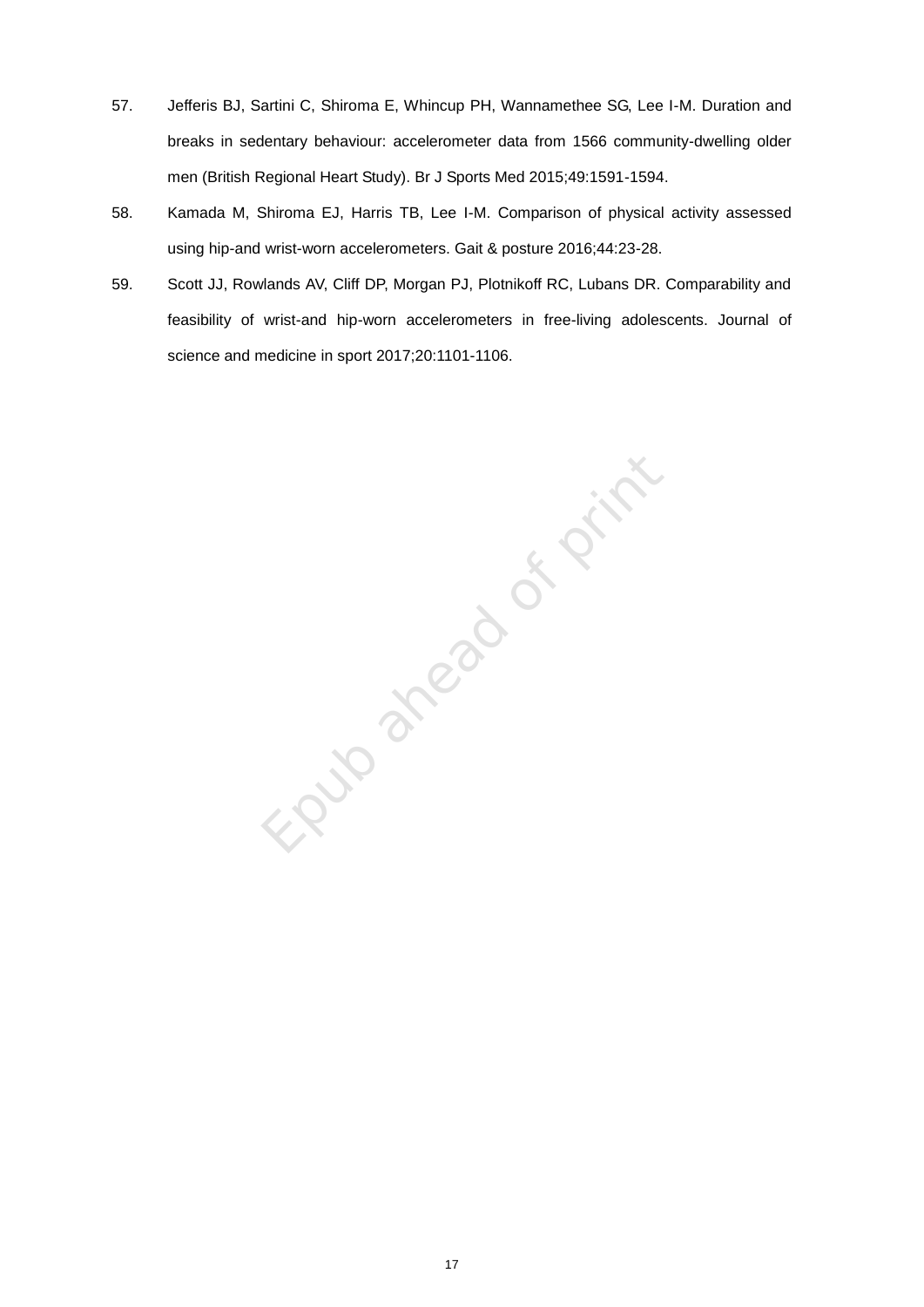57. Jefferis BJ, Sartini C, Shiroma E, Whincup PH, Wannamethee SG, Lee I-M. Duration and breaks in sedentary behaviour: accelerometer data from 1566 community-dwelling older men (British Regional Heart Study). Br J Sports Med 2015;49:1591-1594.
58. Kamada M, Shiroma EJ, Harris TB, Lee I-M. Comparison of physical activity assessed using hip-and wrist-worn accelerometers. Gait & posture 2016;44:23-28.
59. Scott JJ, Rowlands AV, Cliff DP, Morgan PJ, Plotnikoff RC, Lubans DR. Comparability and feasibility of wrist-and hip-worn accelerometers in free-living adolescents. Journal of science and medicine in sport 2017;20:1101-1106.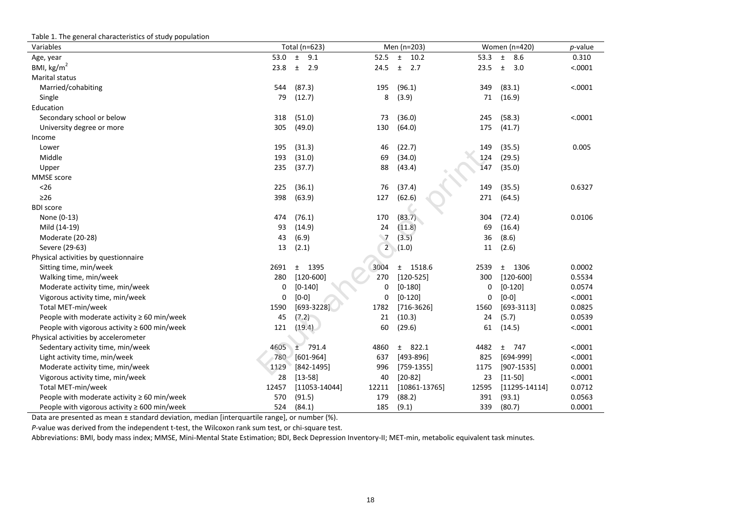Table 1. The general characteristics of study population

| Variables | Total (n=623) | | Men (n=203) | | Women (n=420) | | *p*-value |
|---|---|---|---|---|---|---|---|
| Age, year | 53.0 | ± 9.1 | 52.5 | ± 10.2 | 53.3 | ± 8.6 | 0.310 |
| BMI, kg/m$^2$ | 23.8 | ± 2.9 | 24.5 | ± 2.7 | 23.5 | ± 3.0 | <.0001 |
| Marital status | | | | | | | |
| Married/cohabiting | 544 | (87.3) | 195 | (96.1) | 349 | (83.1) | <.0001 |
| Single | 79 | (12.7) | 8 | (3.9) | 71 | (16.9) | |
| Education | | | | | | | |
| Secondary school or below | 318 | (51.0) | 73 | (36.0) | 245 | (58.3) | <.0001 |
| University degree or more | 305 | (49.0) | 130 | (64.0) | 175 | (41.7) | |
| Income | | | | | | | |
| Lower | 195 | (31.3) | 46 | (22.7) | 149 | (35.5) | 0.005 |
| Middle | 193 | (31.0) | 69 | (34.0) | 124 | (29.5) | |
| Upper | 235 | (37.7) | 88 | (43.4) | 147 | (35.0) | |
| MMSE score | | | | | | | |
| <26 | 225 | (36.1) | 76 | (37.4) | 149 | (35.5) | 0.6327 |
| ≥26 | 398 | (63.9) | 127 | (62.6) | 271 | (64.5) | |
| BDI score | | | | | | | |
| None (0-13) | 474 | (76.1) | 170 | (83.7) | 304 | (72.4) | 0.0106 |
| Mild (14-19) | 93 | (14.9) | 24 | (11.8) | 69 | (16.4) | |
| Moderate (20-28) | 43 | (6.9) | 7 | (3.5) | 36 | (8.6) | |
| Severe (29-63) | 13 | (2.1) | 2 | (1.0) | 11 | (2.6) | |
| Physical activities by questionnaire | | | | | | | |
| Sitting time, min/week | 2691 | ± 1395 | 3004 | ± 1518.6 | 2539 | ± 1306 | 0.0002 |
| Walking time, min/week | 280 | [120-600] | 270 | [120-525] | 300 | [120-600] | 0.5534 |
| Moderate activity time, min/week | 0 | [0-140] | 0 | [0-180] | 0 | [0-120] | 0.0574 |
| Vigorous activity time, min/week | 0 | [0-0] | 0 | [0-120] | 0 | [0-0] | <.0001 |
| Total MET-min/week | 1590 | [693-3228] | 1782 | [716-3626] | 1560 | [693-3113] | 0.0825 |
| People with moderate activity ≥ 60 min/week | 45 | (7.2) | 21 | (10.3) | 24 | (5.7) | 0.0539 |
| People with vigorous activity ≥ 600 min/week | 121 | (19.4) | 60 | (29.6) | 61 | (14.5) | <.0001 |
| Physical activities by accelerometer | | | | | | | |
| Sedentary activity time, min/week | 4605 | ± 791.4 | 4860 | ± 822.1 | 4482 | ± 747 | <.0001 |
| Light activity time, min/week | 780 | [601-964] | 637 | [493-896] | 825 | [694-999] | <.0001 |
| Moderate activity time, min/week | 1129 | [842-1495] | 996 | [759-1355] | 1175 | [907-1535] | 0.0001 |
| Vigorous activity time, min/week | 28 | [13-58] | 40 | [20-82] | 23 | [11-50] | <.0001 |
| Total MET-min/week | 12457 | [11053-14044] | 12211 | [10861-13765] | 12595 | [11295-14114] | 0.0712 |
| People with moderate activity ≥ 60 min/week | 570 | (91.5) | 179 | (88.2) | 391 | (93.1) | 0.0563 |
| People with vigorous activity ≥ 600 min/week | 524 | (84.1) | 185 | (9.1) | 339 | (80.7) | 0.0001 |

Data are presented as mean ± standard deviation, median [interquartile range], or number (%).

*P*-value was derived from the independent t-test, the Wilcoxon rank sum test, or chi-square test.

Abbreviations: BMI, body mass index; MMSE, Mini-Mental State Estimation; BDI, Beck Depression Inventory-II; MET-min, metabolic equivalent task minutes.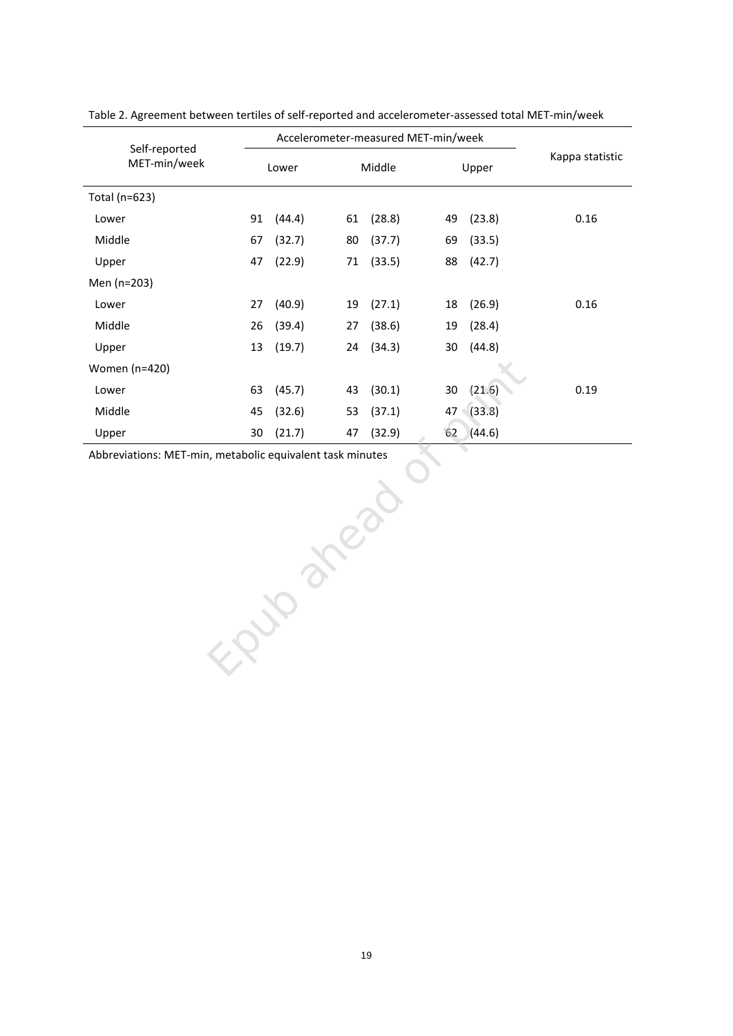Table 2. Agreement between tertiles of self-reported and accelerometer-assessed total MET-min/week

| Self-reported MET-min/week | Accelerometer-measured MET-min/week | | | Kappa statistic |
|---|---|---|---|---|
| | Lower | Middle | Upper | |
| Total (n=623) | | | | |
| Lower | 91 (44.4) | 61 (28.8) | 49 (23.8) | 0.16 |
| Middle | 67 (32.7) | 80 (37.7) | 69 (33.5) | |
| Upper | 47 (22.9) | 71 (33.5) | 88 (42.7) | |
| Men (n=203) | | | | |
| Lower | 27 (40.9) | 19 (27.1) | 18 (26.9) | 0.16 |
| Middle | 26 (39.4) | 27 (38.6) | 19 (28.4) | |
| Upper | 13 (19.7) | 24 (34.3) | 30 (44.8) | |
| Women (n=420) | | | | |
| Lower | 63 (45.7) | 43 (30.1) | 30 (21.6) | 0.19 |
| Middle | 45 (32.6) | 53 (37.1) | 47 (33.8) | |
| Upper | 30 (21.7) | 47 (32.9) | 62 (44.6) | |

Abbreviations: MET-min, metabolic equivalent task minutes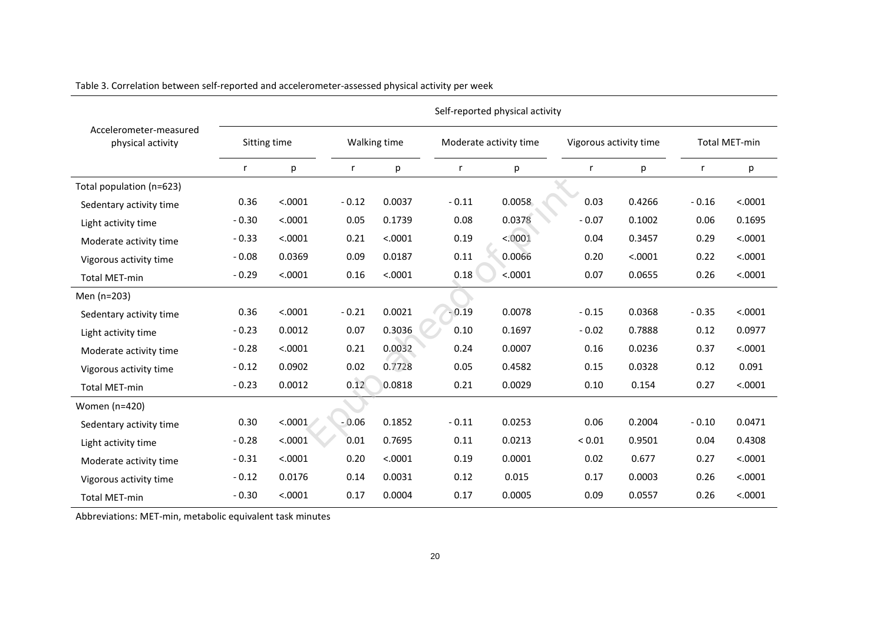Table 3. Correlation between self-reported and accelerometer-assessed physical activity per week

| Accelerometer-measured physical activity | Self-reported physical activity | | | | | | | | | |
|---|---|---|---|---|---|---|---|---|---|---|
| | Sitting time | | Walking time | | Moderate activity time | | Vigorous activity time | | Total MET-min | |
| | r | p | r | p | r | p | r | p | r | p |
| Total population (n=623) | | | | | | | | | | |
| Sedentary activity time | 0.36 | <.0001 | - 0.12 | 0.0037 | - 0.11 | 0.0058 | 0.03 | 0.4266 | - 0.16 | <.0001 |
| Light activity time | - 0.30 | <.0001 | 0.05 | 0.1739 | 0.08 | 0.0378 | - 0.07 | 0.1002 | 0.06 | 0.1695 |
| Moderate activity time | - 0.33 | <.0001 | 0.21 | <.0001 | 0.19 | <.0001 | 0.04 | 0.3457 | 0.29 | <.0001 |
| Vigorous activity time | - 0.08 | 0.0369 | 0.09 | 0.0187 | 0.11 | 0.0066 | 0.20 | <.0001 | 0.22 | <.0001 |
| Total MET-min | - 0.29 | <.0001 | 0.16 | <.0001 | 0.18 | <.0001 | 0.07 | 0.0655 | 0.26 | <.0001 |
| Men (n=203) | | | | | | | | | | |
| Sedentary activity time | 0.36 | <.0001 | - 0.21 | 0.0021 | - 0.19 | 0.0078 | - 0.15 | 0.0368 | - 0.35 | <.0001 |
| Light activity time | - 0.23 | 0.0012 | 0.07 | 0.3036 | 0.10 | 0.1697 | - 0.02 | 0.7888 | 0.12 | 0.0977 |
| Moderate activity time | - 0.28 | <.0001 | 0.21 | 0.0032 | 0.24 | 0.0007 | 0.16 | 0.0236 | 0.37 | <.0001 |
| Vigorous activity time | - 0.12 | 0.0902 | 0.02 | 0.7728 | 0.05 | 0.4582 | 0.15 | 0.0328 | 0.12 | 0.091 |
| Total MET-min | - 0.23 | 0.0012 | 0.12 | 0.0818 | 0.21 | 0.0029 | 0.10 | 0.154 | 0.27 | <.0001 |
| Women (n=420) | | | | | | | | | | |
| Sedentary activity time | 0.30 | <.0001 | - 0.06 | 0.1852 | - 0.11 | 0.0253 | 0.06 | 0.2004 | - 0.10 | 0.0471 |
| Light activity time | - 0.28 | <.0001 | 0.01 | 0.7695 | 0.11 | 0.0213 | < 0.01 | 0.9501 | 0.04 | 0.4308 |
| Moderate activity time | - 0.31 | <.0001 | 0.20 | <.0001 | 0.19 | 0.0001 | 0.02 | 0.677 | 0.27 | <.0001 |
| Vigorous activity time | - 0.12 | 0.0176 | 0.14 | 0.0031 | 0.12 | 0.015 | 0.17 | 0.0003 | 0.26 | <.0001 |
| Total MET-min | - 0.30 | <.0001 | 0.17 | 0.0004 | 0.17 | 0.0005 | 0.09 | 0.0557 | 0.26 | <.0001 |

Abbreviations: MET-min, metabolic equivalent task minutes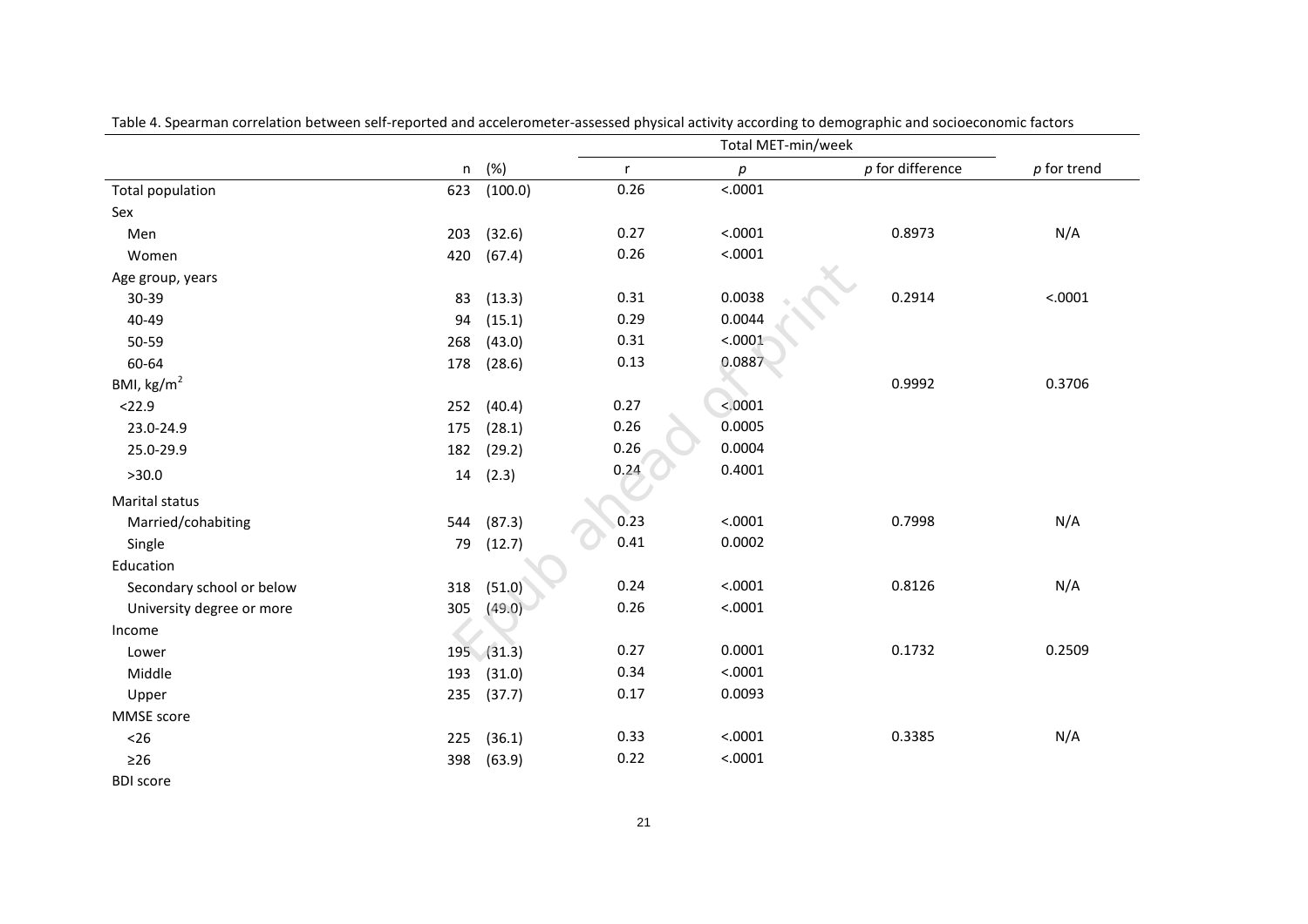Table 4. Spearman correlation between self-reported and accelerometer-assessed physical activity according to demographic and socioeconomic factors

| | n | (%) | Total MET-min/week | | | |
|---|---|---|---|---|---|---|
| | | | r | *p* | *p* for difference | *p* for trend |
| Total population | 623 | (100.0) | 0.26 | <.0001 | | |
| Sex | | | | | | |
| Men | 203 | (32.6) | 0.27 | <.0001 | 0.8973 | N/A |
| Women | 420 | (67.4) | 0.26 | <.0001 | | |
| Age group, years | | | | | | |
| 30-39 | 83 | (13.3) | 0.31 | 0.0038 | 0.2914 | <.0001 |
| 40-49 | 94 | (15.1) | 0.29 | 0.0044 | | |
| 50-59 | 268 | (43.0) | 0.31 | <.0001 | | |
| 60-64 | 178 | (28.6) | 0.13 | 0.0887 | | |
| BMI, kg/m$^2$ | | | | | 0.9992 | 0.3706 |
| <22.9 | 252 | (40.4) | 0.27 | <.0001 | | |
| 23.0-24.9 | 175 | (28.1) | 0.26 | 0.0005 | | |
| 25.0-29.9 | 182 | (29.2) | 0.26 | 0.0004 | | |
| >30.0 | 14 | (2.3) | 0.24 | 0.4001 | | |
| Marital status | | | | | | |
| Married/cohabiting | 544 | (87.3) | 0.23 | <.0001 | 0.7998 | N/A |
| Single | 79 | (12.7) | 0.41 | 0.0002 | | |
| Education | | | | | | |
| Secondary school or below | 318 | (51.0) | 0.24 | <.0001 | 0.8126 | N/A |
| University degree or more | 305 | (49.0) | 0.26 | <.0001 | | |
| Income | | | | | | |
| Lower | 195 | (31.3) | 0.27 | 0.0001 | 0.1732 | 0.2509 |
| Middle | 193 | (31.0) | 0.34 | <.0001 | | |
| Upper | 235 | (37.7) | 0.17 | 0.0093 | | |
| MMSE score | | | | | | |
| <26 | 225 | (36.1) | 0.33 | <.0001 | 0.3385 | N/A |
| ≥26 | 398 | (63.9) | 0.22 | <.0001 | | |
| BDI score | | | | | | |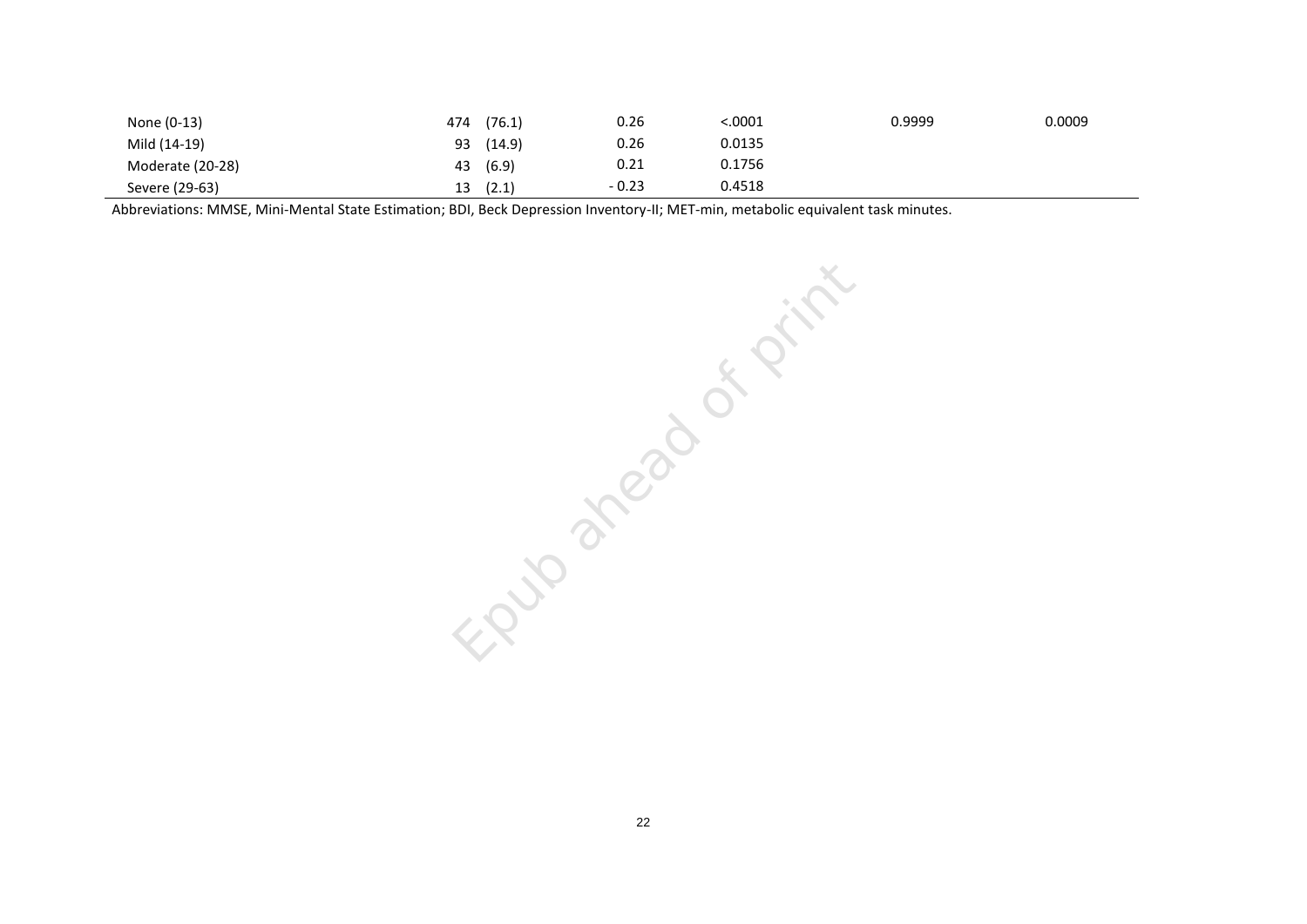| | | | | | | |
|---|---|---|---|---|---|---|
| None (0-13) | 474 | (76.1) | 0.26 | <.0001 | 0.9999 | 0.0009 |
| Mild (14-19) | 93 | (14.9) | 0.26 | 0.0135 | | |
| Moderate (20-28) | 43 | (6.9) | 0.21 | 0.1756 | | |
| Severe (29-63) | 13 | (2.1) | - 0.23 | 0.4518 | | |

Abbreviations: MMSE, Mini-Mental State Estimation; BDI, Beck Depression Inventory-II; MET-min, metabolic equivalent task minutes.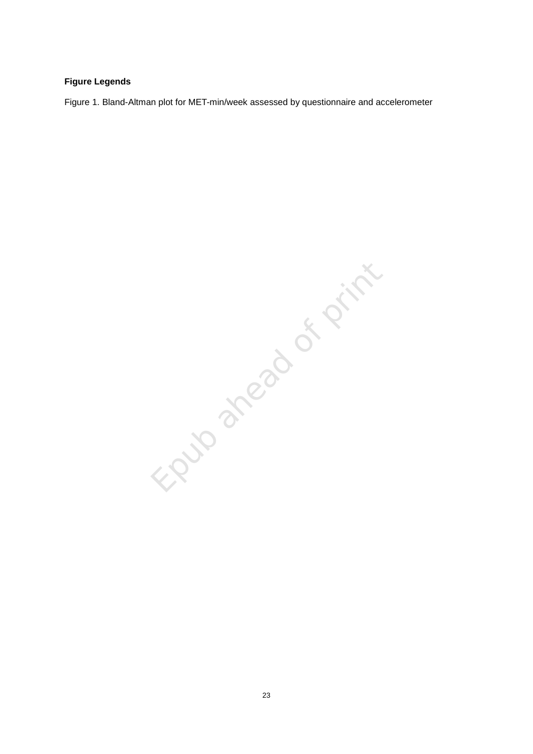**Figure Legends**

Figure 1. Bland-Altman plot for MET-min/week assessed by questionnaire and accelerometer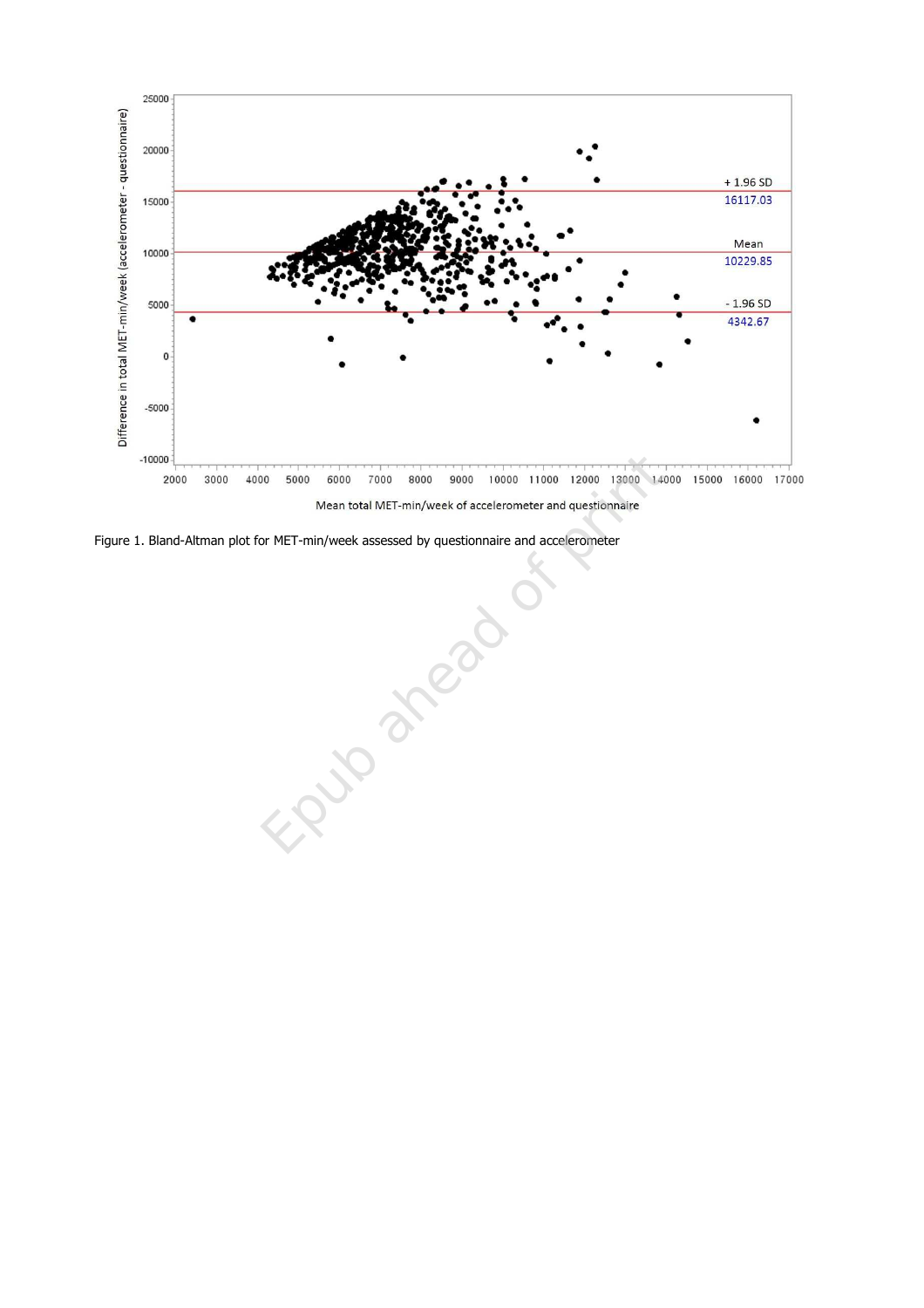Difference in total MET-min/week (accelerometer - questionnaire)

25000
20000
15000
10000
5000
0
-5000
-10000

2000 3000 4000 5000 6000 7000 8000 9000 10000 11000 12000 13000 14000 15000 16000 17000

Mean total MET-min/week of accelerometer and questionnaire

+ 1.96 SD
16117.03

Mean
10229.85

- 1.96 SD
4342.67

Figure 1. Bland-Altman plot for MET-min/week assessed by questionnaire and accelerometer